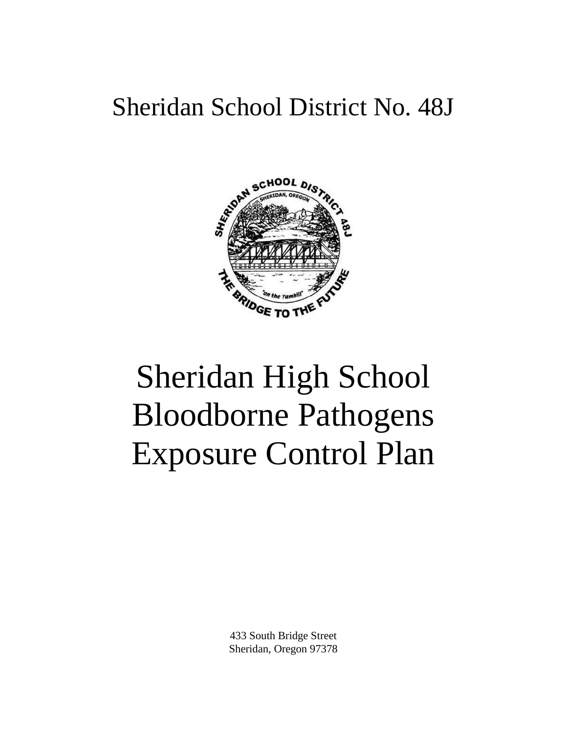# Sheridan School District No. 48J

# Sheridan High School Bloodborne Pathogens Exposure Control Plan

433 South Bridge Street
Sheridan, Oregon 97378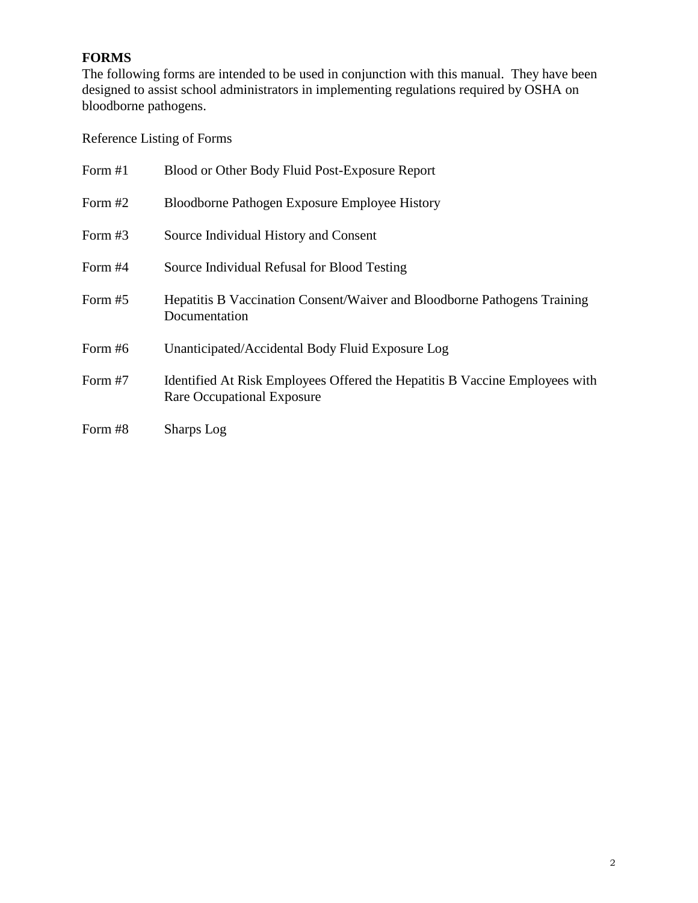## FORMS

The following forms are intended to be used in conjunction with this manual. They have been designed to assist school administrators in implementing regulations required by OSHA on bloodborne pathogens.

Reference Listing of Forms

| | |
|---|---|
| Form #1 | Blood or Other Body Fluid Post-Exposure Report |
| Form #2 | Bloodborne Pathogen Exposure Employee History |
| Form #3 | Source Individual History and Consent |
| Form #4 | Source Individual Refusal for Blood Testing |
| Form #5 | Hepatitis B Vaccination Consent/Waiver and Bloodborne Pathogens Training Documentation |
| Form #6 | Unanticipated/Accidental Body Fluid Exposure Log |
| Form #7 | Identified At Risk Employees Offered the Hepatitis B Vaccine Employees with Rare Occupational Exposure |
| Form #8 | Sharps Log |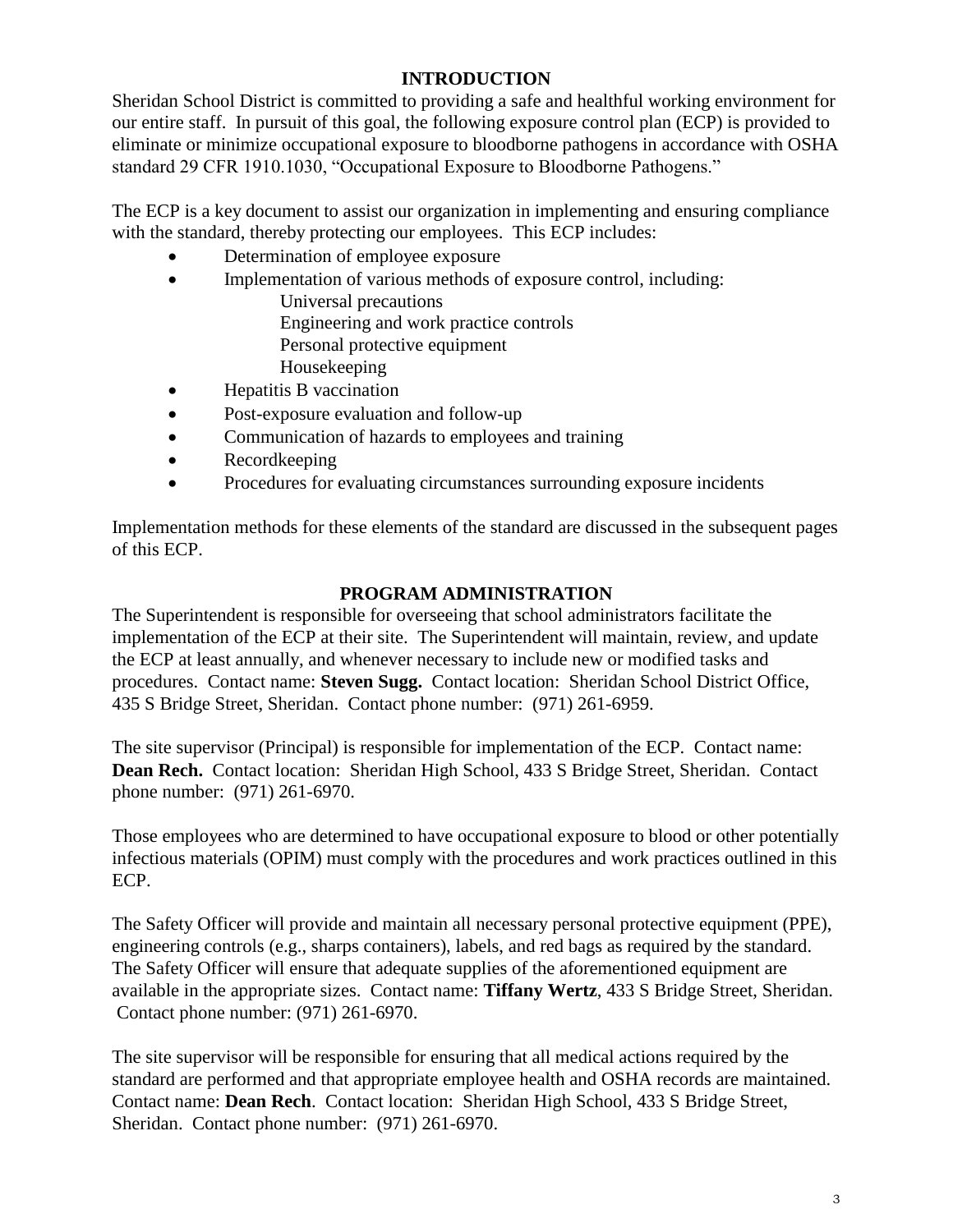## INTRODUCTION

Sheridan School District is committed to providing a safe and healthful working environment for our entire staff. In pursuit of this goal, the following exposure control plan (ECP) is provided to eliminate or minimize occupational exposure to bloodborne pathogens in accordance with OSHA standard 29 CFR 1910.1030, "Occupational Exposure to Bloodborne Pathogens."

The ECP is a key document to assist our organization in implementing and ensuring compliance with the standard, thereby protecting our employees. This ECP includes:

- Determination of employee exposure
- Implementation of various methods of exposure control, including:
  - Universal precautions
  - Engineering and work practice controls
  - Personal protective equipment
  - Housekeeping
- Hepatitis B vaccination
- Post-exposure evaluation and follow-up
- Communication of hazards to employees and training
- Recordkeeping
- Procedures for evaluating circumstances surrounding exposure incidents

Implementation methods for these elements of the standard are discussed in the subsequent pages of this ECP.

## PROGRAM ADMINISTRATION

The Superintendent is responsible for overseeing that school administrators facilitate the implementation of the ECP at their site. The Superintendent will maintain, review, and update the ECP at least annually, and whenever necessary to include new or modified tasks and procedures. Contact name: **Steven Sugg.** Contact location: Sheridan School District Office, 435 S Bridge Street, Sheridan. Contact phone number: (971) 261-6959.

The site supervisor (Principal) is responsible for implementation of the ECP. Contact name: **Dean Rech.** Contact location: Sheridan High School, 433 S Bridge Street, Sheridan. Contact phone number: (971) 261-6970.

Those employees who are determined to have occupational exposure to blood or other potentially infectious materials (OPIM) must comply with the procedures and work practices outlined in this ECP.

The Safety Officer will provide and maintain all necessary personal protective equipment (PPE), engineering controls (e.g., sharps containers), labels, and red bags as required by the standard. The Safety Officer will ensure that adequate supplies of the aforementioned equipment are available in the appropriate sizes. Contact name: **Tiffany Wertz**, 433 S Bridge Street, Sheridan. Contact phone number: (971) 261-6970.

The site supervisor will be responsible for ensuring that all medical actions required by the standard are performed and that appropriate employee health and OSHA records are maintained. Contact name: **Dean Rech**. Contact location: Sheridan High School, 433 S Bridge Street, Sheridan. Contact phone number: (971) 261-6970.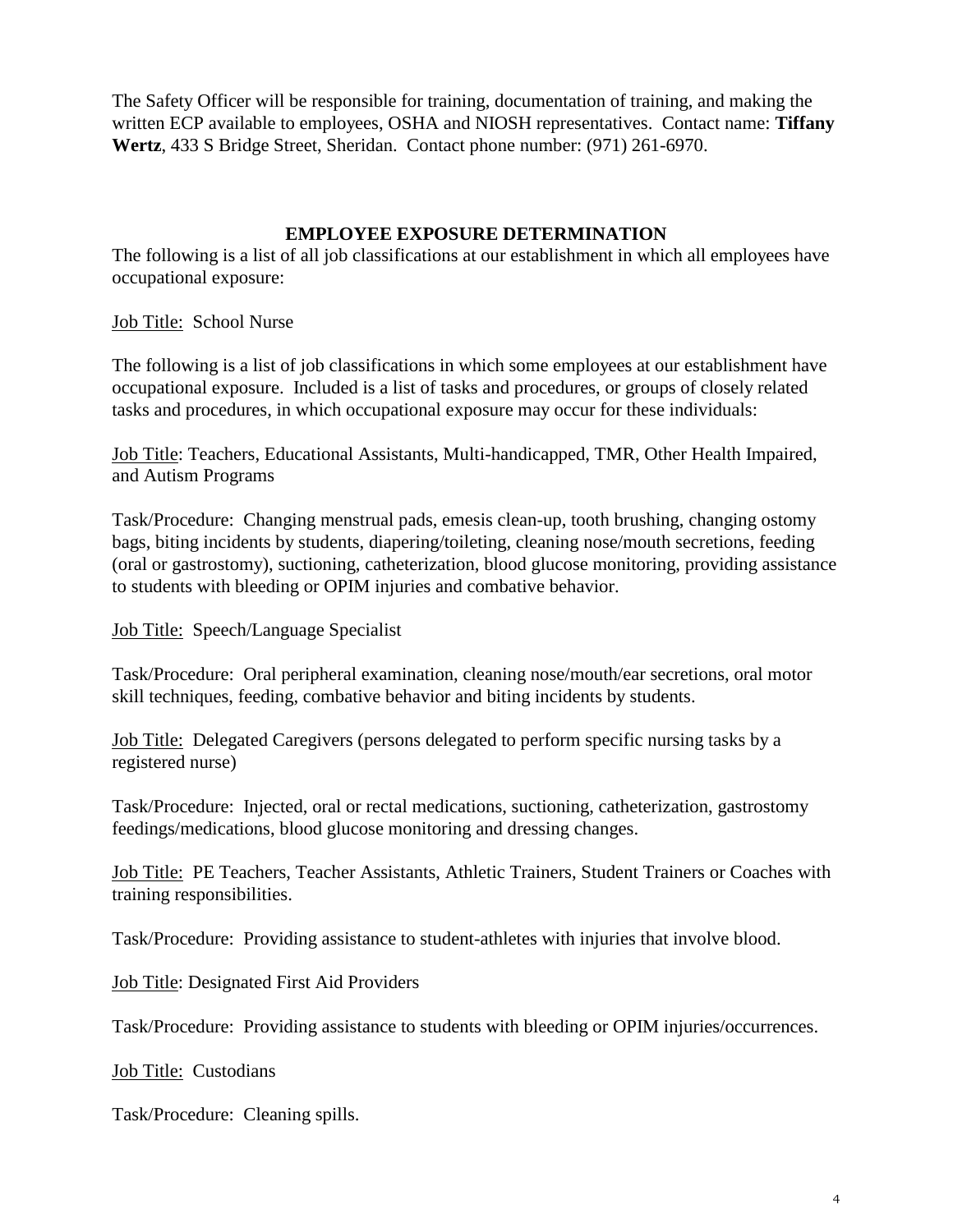The Safety Officer will be responsible for training, documentation of training, and making the written ECP available to employees, OSHA and NIOSH representatives. Contact name: **Tiffany Wertz**, 433 S Bridge Street, Sheridan. Contact phone number: (971) 261-6970.

## EMPLOYEE EXPOSURE DETERMINATION

The following is a list of all job classifications at our establishment in which all employees have occupational exposure:

<u>Job Title:</u> School Nurse

The following is a list of job classifications in which some employees at our establishment have occupational exposure. Included is a list of tasks and procedures, or groups of closely related tasks and procedures, in which occupational exposure may occur for these individuals:

<u>Job Title</u>: Teachers, Educational Assistants, Multi-handicapped, TMR, Other Health Impaired, and Autism Programs

Task/Procedure: Changing menstrual pads, emesis clean-up, tooth brushing, changing ostomy bags, biting incidents by students, diapering/toileting, cleaning nose/mouth secretions, feeding (oral or gastrostomy), suctioning, catheterization, blood glucose monitoring, providing assistance to students with bleeding or OPIM injuries and combative behavior.

<u>Job Title:</u> Speech/Language Specialist

Task/Procedure: Oral peripheral examination, cleaning nose/mouth/ear secretions, oral motor skill techniques, feeding, combative behavior and biting incidents by students.

<u>Job Title:</u> Delegated Caregivers (persons delegated to perform specific nursing tasks by a registered nurse)

Task/Procedure: Injected, oral or rectal medications, suctioning, catheterization, gastrostomy feedings/medications, blood glucose monitoring and dressing changes.

<u>Job Title:</u> PE Teachers, Teacher Assistants, Athletic Trainers, Student Trainers or Coaches with training responsibilities.

Task/Procedure: Providing assistance to student-athletes with injuries that involve blood.

<u>Job Title</u>: Designated First Aid Providers

Task/Procedure: Providing assistance to students with bleeding or OPIM injuries/occurrences.

<u>Job Title:</u> Custodians

Task/Procedure: Cleaning spills.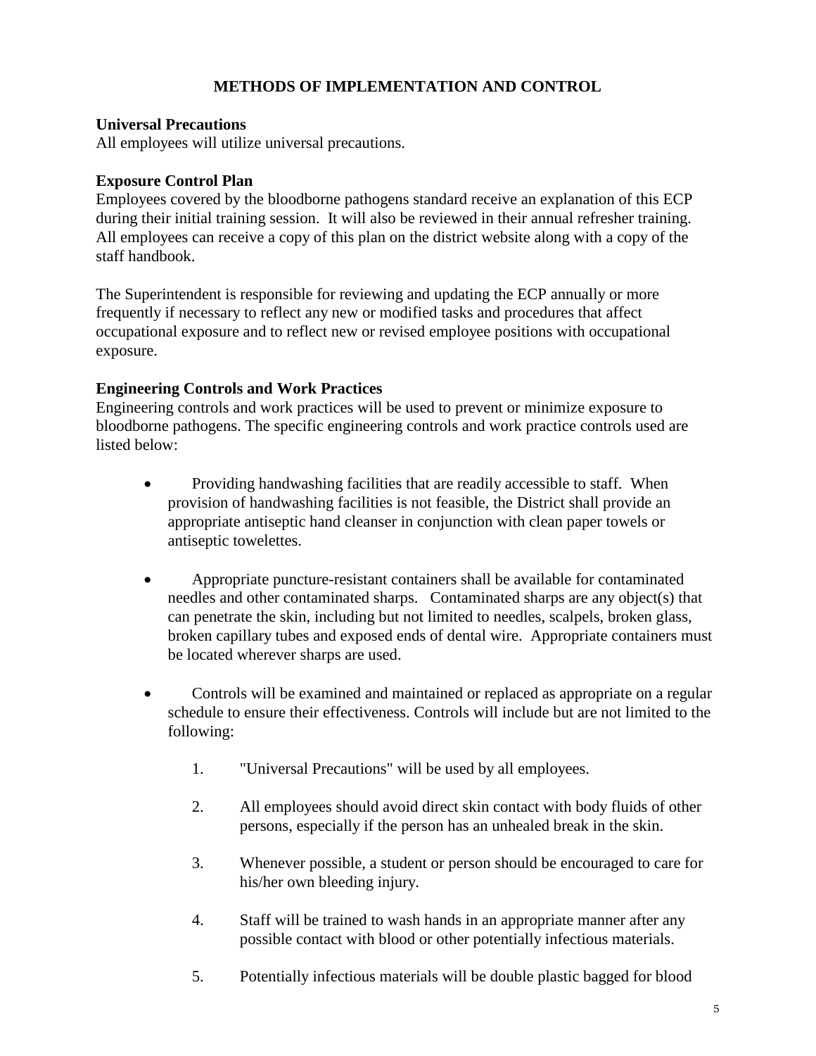## METHODS OF IMPLEMENTATION AND CONTROL

**Universal Precautions**
All employees will utilize universal precautions.

**Exposure Control Plan**
Employees covered by the bloodborne pathogens standard receive an explanation of this ECP during their initial training session. It will also be reviewed in their annual refresher training. All employees can receive a copy of this plan on the district website along with a copy of the staff handbook.

The Superintendent is responsible for reviewing and updating the ECP annually or more frequently if necessary to reflect any new or modified tasks and procedures that affect occupational exposure and to reflect new or revised employee positions with occupational exposure.

**Engineering Controls and Work Practices**
Engineering controls and work practices will be used to prevent or minimize exposure to bloodborne pathogens. The specific engineering controls and work practice controls used are listed below:

- Providing handwashing facilities that are readily accessible to staff. When provision of handwashing facilities is not feasible, the District shall provide an appropriate antiseptic hand cleanser in conjunction with clean paper towels or antiseptic towelettes.

- Appropriate puncture-resistant containers shall be available for contaminated needles and other contaminated sharps. Contaminated sharps are any object(s) that can penetrate the skin, including but not limited to needles, scalpels, broken glass, broken capillary tubes and exposed ends of dental wire. Appropriate containers must be located wherever sharps are used.

- Controls will be examined and maintained or replaced as appropriate on a regular schedule to ensure their effectiveness. Controls will include but are not limited to the following:

  1. "Universal Precautions" will be used by all employees.

  2. All employees should avoid direct skin contact with body fluids of other persons, especially if the person has an unhealed break in the skin.

  3. Whenever possible, a student or person should be encouraged to care for his/her own bleeding injury.

  4. Staff will be trained to wash hands in an appropriate manner after any possible contact with blood or other potentially infectious materials.

  5. Potentially infectious materials will be double plastic bagged for blood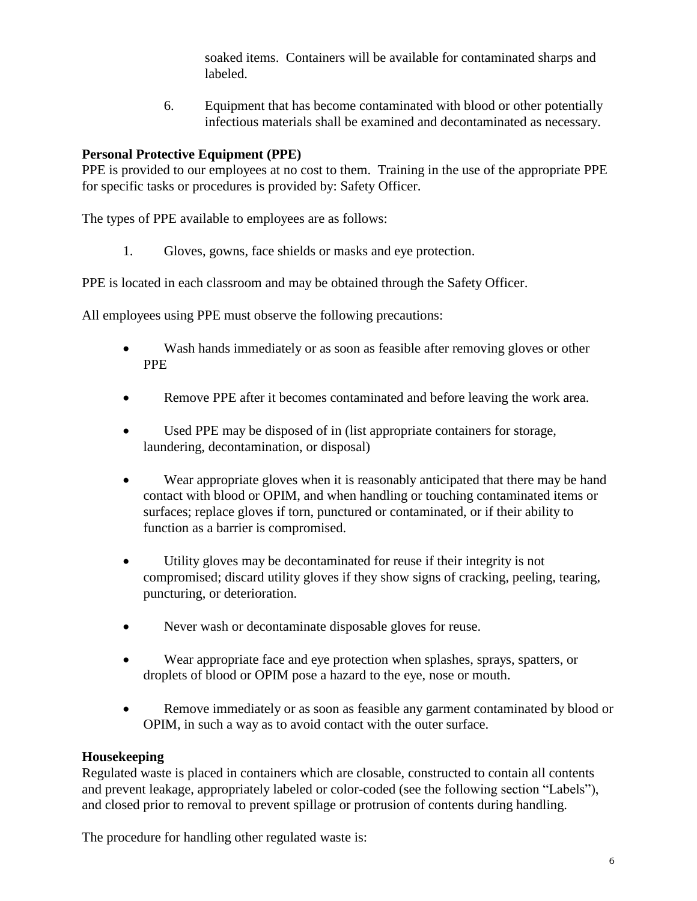soaked items. Containers will be available for contaminated sharps and labeled.

6. Equipment that has become contaminated with blood or other potentially infectious materials shall be examined and decontaminated as necessary.

**Personal Protective Equipment (PPE)**

PPE is provided to our employees at no cost to them. Training in the use of the appropriate PPE for specific tasks or procedures is provided by: Safety Officer.

The types of PPE available to employees are as follows:

1. Gloves, gowns, face shields or masks and eye protection.

PPE is located in each classroom and may be obtained through the Safety Officer.

All employees using PPE must observe the following precautions:

- Wash hands immediately or as soon as feasible after removing gloves or other PPE
- Remove PPE after it becomes contaminated and before leaving the work area.
- Used PPE may be disposed of in (list appropriate containers for storage, laundering, decontamination, or disposal)
- Wear appropriate gloves when it is reasonably anticipated that there may be hand contact with blood or OPIM, and when handling or touching contaminated items or surfaces; replace gloves if torn, punctured or contaminated, or if their ability to function as a barrier is compromised.
- Utility gloves may be decontaminated for reuse if their integrity is not compromised; discard utility gloves if they show signs of cracking, peeling, tearing, puncturing, or deterioration.
- Never wash or decontaminate disposable gloves for reuse.
- Wear appropriate face and eye protection when splashes, sprays, spatters, or droplets of blood or OPIM pose a hazard to the eye, nose or mouth.
- Remove immediately or as soon as feasible any garment contaminated by blood or OPIM, in such a way as to avoid contact with the outer surface.

**Housekeeping**

Regulated waste is placed in containers which are closable, constructed to contain all contents and prevent leakage, appropriately labeled or color-coded (see the following section "Labels"), and closed prior to removal to prevent spillage or protrusion of contents during handling.

The procedure for handling other regulated waste is: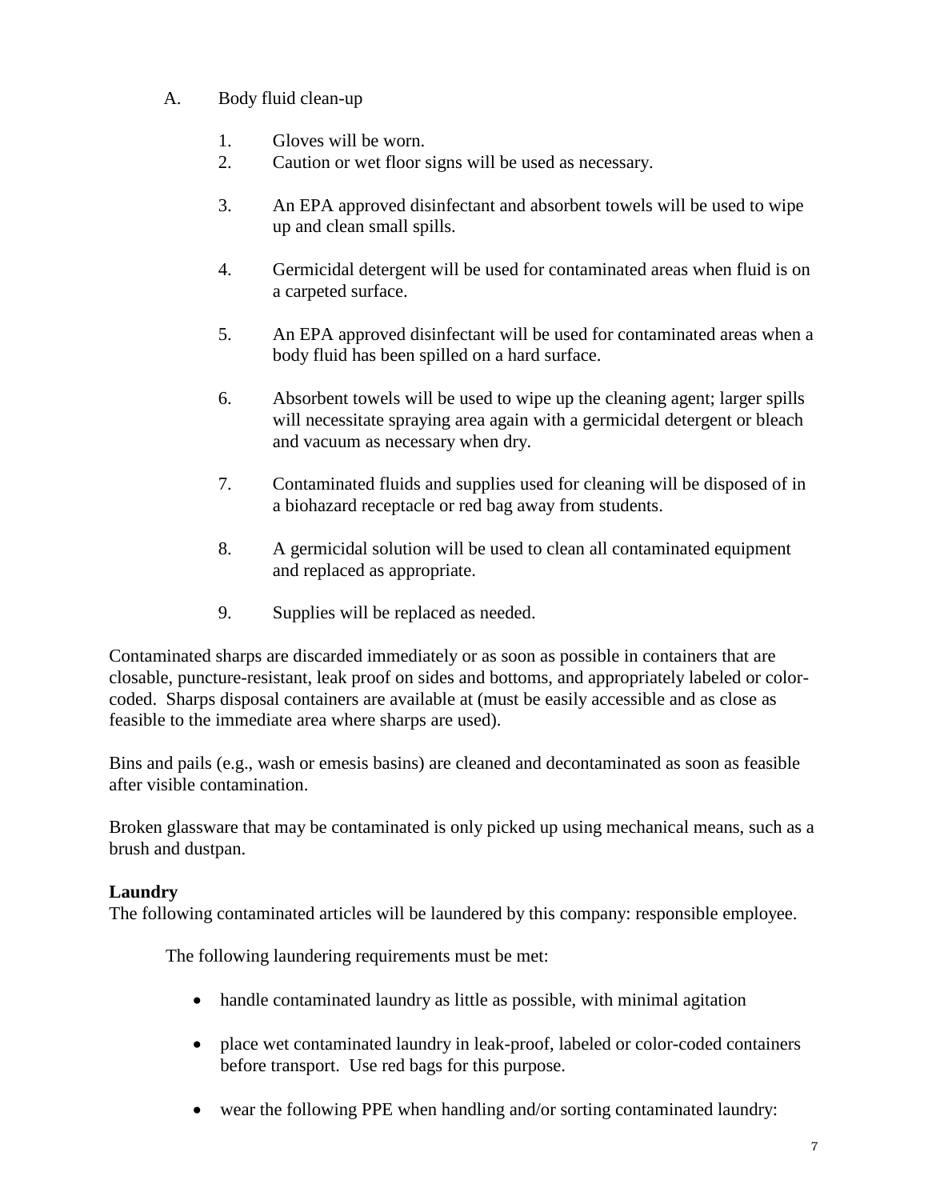A. Body fluid clean-up

1. Gloves will be worn.
2. Caution or wet floor signs will be used as necessary.
3. An EPA approved disinfectant and absorbent towels will be used to wipe up and clean small spills.
4. Germicidal detergent will be used for contaminated areas when fluid is on a carpeted surface.
5. An EPA approved disinfectant will be used for contaminated areas when a body fluid has been spilled on a hard surface.
6. Absorbent towels will be used to wipe up the cleaning agent; larger spills will necessitate spraying area again with a germicidal detergent or bleach and vacuum as necessary when dry.
7. Contaminated fluids and supplies used for cleaning will be disposed of in a biohazard receptacle or red bag away from students.
8. A germicidal solution will be used to clean all contaminated equipment and replaced as appropriate.
9. Supplies will be replaced as needed.

Contaminated sharps are discarded immediately or as soon as possible in containers that are closable, puncture-resistant, leak proof on sides and bottoms, and appropriately labeled or color-coded. Sharps disposal containers are available at (must be easily accessible and as close as feasible to the immediate area where sharps are used).

Bins and pails (e.g., wash or emesis basins) are cleaned and decontaminated as soon as feasible after visible contamination.

Broken glassware that may be contaminated is only picked up using mechanical means, such as a brush and dustpan.

**Laundry**
The following contaminated articles will be laundered by this company: responsible employee.

The following laundering requirements must be met:

- handle contaminated laundry as little as possible, with minimal agitation
- place wet contaminated laundry in leak-proof, labeled or color-coded containers before transport. Use red bags for this purpose.
- wear the following PPE when handling and/or sorting contaminated laundry: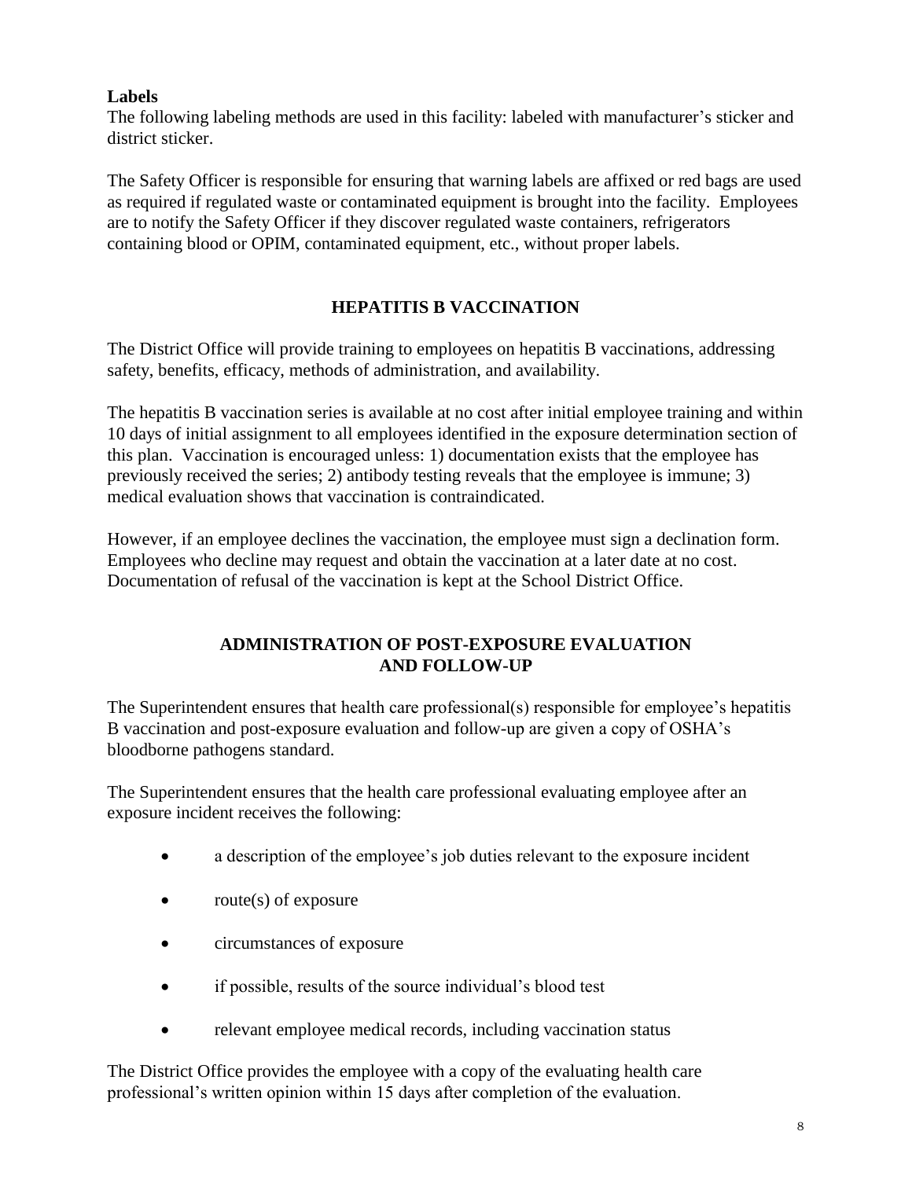**Labels**

The following labeling methods are used in this facility: labeled with manufacturer's sticker and district sticker.

The Safety Officer is responsible for ensuring that warning labels are affixed or red bags are used as required if regulated waste or contaminated equipment is brought into the facility. Employees are to notify the Safety Officer if they discover regulated waste containers, refrigerators containing blood or OPIM, contaminated equipment, etc., without proper labels.

## HEPATITIS B VACCINATION

The District Office will provide training to employees on hepatitis B vaccinations, addressing safety, benefits, efficacy, methods of administration, and availability.

The hepatitis B vaccination series is available at no cost after initial employee training and within 10 days of initial assignment to all employees identified in the exposure determination section of this plan. Vaccination is encouraged unless: 1) documentation exists that the employee has previously received the series; 2) antibody testing reveals that the employee is immune; 3) medical evaluation shows that vaccination is contraindicated.

However, if an employee declines the vaccination, the employee must sign a declination form. Employees who decline may request and obtain the vaccination at a later date at no cost. Documentation of refusal of the vaccination is kept at the School District Office.

## ADMINISTRATION OF POST-EXPOSURE EVALUATION AND FOLLOW-UP

The Superintendent ensures that health care professional(s) responsible for employee's hepatitis B vaccination and post-exposure evaluation and follow-up are given a copy of OSHA's bloodborne pathogens standard.

The Superintendent ensures that the health care professional evaluating employee after an exposure incident receives the following:

- a description of the employee's job duties relevant to the exposure incident
- route(s) of exposure
- circumstances of exposure
- if possible, results of the source individual's blood test
- relevant employee medical records, including vaccination status

The District Office provides the employee with a copy of the evaluating health care professional's written opinion within 15 days after completion of the evaluation.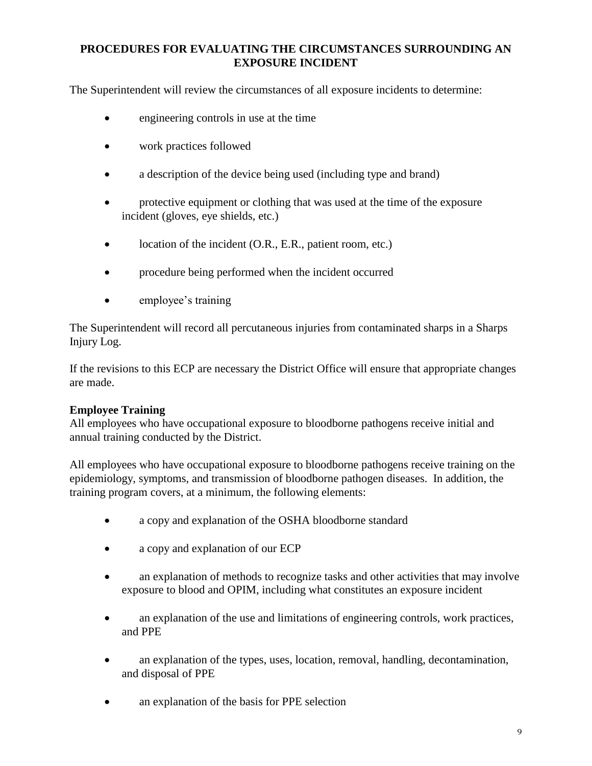## PROCEDURES FOR EVALUATING THE CIRCUMSTANCES SURROUNDING AN EXPOSURE INCIDENT

The Superintendent will review the circumstances of all exposure incidents to determine:

- engineering controls in use at the time
- work practices followed
- a description of the device being used (including type and brand)
- protective equipment or clothing that was used at the time of the exposure incident (gloves, eye shields, etc.)
- location of the incident (O.R., E.R., patient room, etc.)
- procedure being performed when the incident occurred
- employee's training

The Superintendent will record all percutaneous injuries from contaminated sharps in a Sharps Injury Log.

If the revisions to this ECP are necessary the District Office will ensure that appropriate changes are made.

**Employee Training**

All employees who have occupational exposure to bloodborne pathogens receive initial and annual training conducted by the District.

All employees who have occupational exposure to bloodborne pathogens receive training on the epidemiology, symptoms, and transmission of bloodborne pathogen diseases. In addition, the training program covers, at a minimum, the following elements:

- a copy and explanation of the OSHA bloodborne standard
- a copy and explanation of our ECP
- an explanation of methods to recognize tasks and other activities that may involve exposure to blood and OPIM, including what constitutes an exposure incident
- an explanation of the use and limitations of engineering controls, work practices, and PPE
- an explanation of the types, uses, location, removal, handling, decontamination, and disposal of PPE
- an explanation of the basis for PPE selection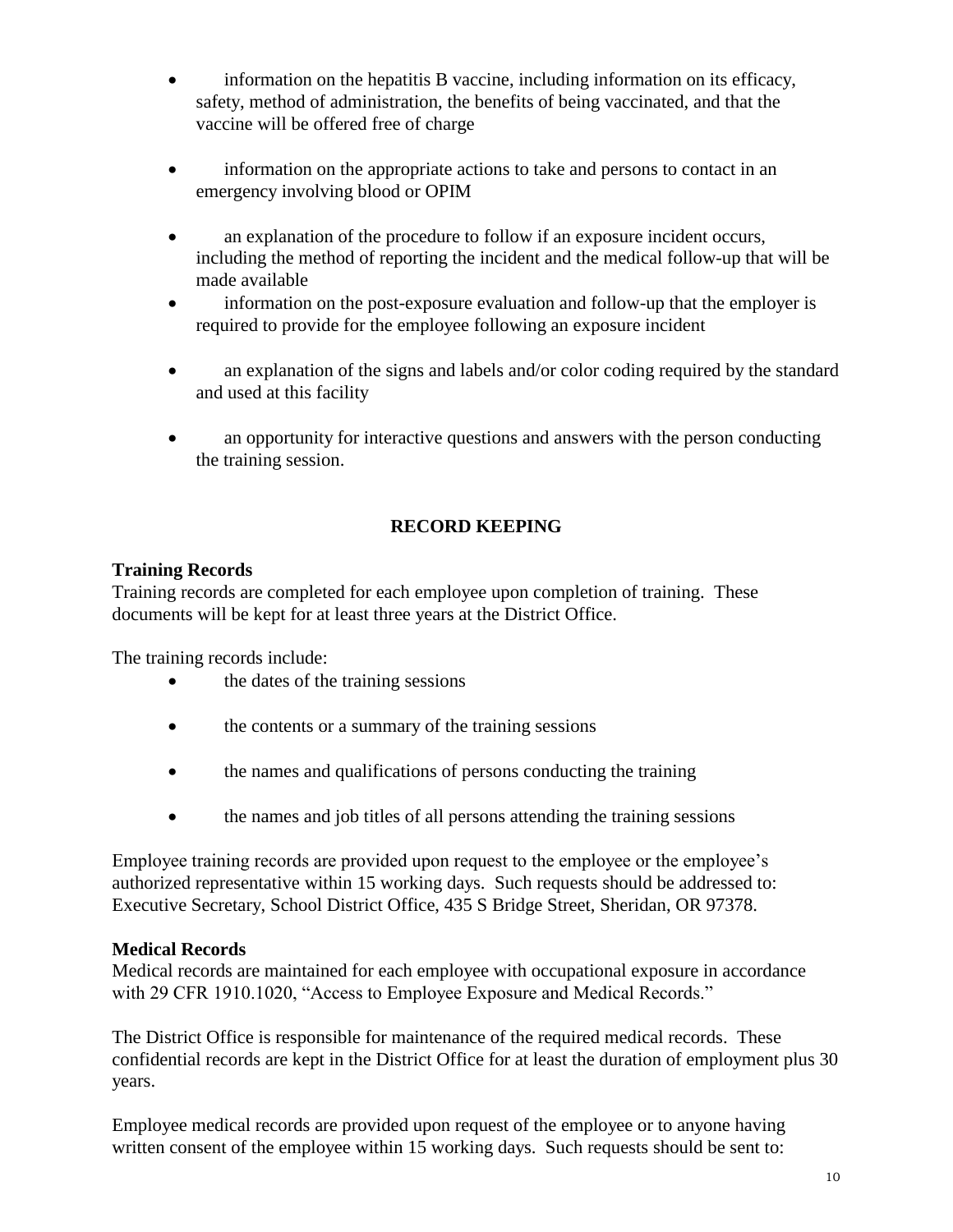- information on the hepatitis B vaccine, including information on its efficacy, safety, method of administration, the benefits of being vaccinated, and that the vaccine will be offered free of charge
- information on the appropriate actions to take and persons to contact in an emergency involving blood or OPIM
- an explanation of the procedure to follow if an exposure incident occurs, including the method of reporting the incident and the medical follow-up that will be made available
- information on the post-exposure evaluation and follow-up that the employer is required to provide for the employee following an exposure incident
- an explanation of the signs and labels and/or color coding required by the standard and used at this facility
- an opportunity for interactive questions and answers with the person conducting the training session.

## RECORD KEEPING

**Training Records**

Training records are completed for each employee upon completion of training. These documents will be kept for at least three years at the District Office.

The training records include:

- the dates of the training sessions
- the contents or a summary of the training sessions
- the names and qualifications of persons conducting the training
- the names and job titles of all persons attending the training sessions

Employee training records are provided upon request to the employee or the employee's authorized representative within 15 working days. Such requests should be addressed to: Executive Secretary, School District Office, 435 S Bridge Street, Sheridan, OR 97378.

**Medical Records**

Medical records are maintained for each employee with occupational exposure in accordance with 29 CFR 1910.1020, "Access to Employee Exposure and Medical Records."

The District Office is responsible for maintenance of the required medical records. These confidential records are kept in the District Office for at least the duration of employment plus 30 years.

Employee medical records are provided upon request of the employee or to anyone having written consent of the employee within 15 working days. Such requests should be sent to: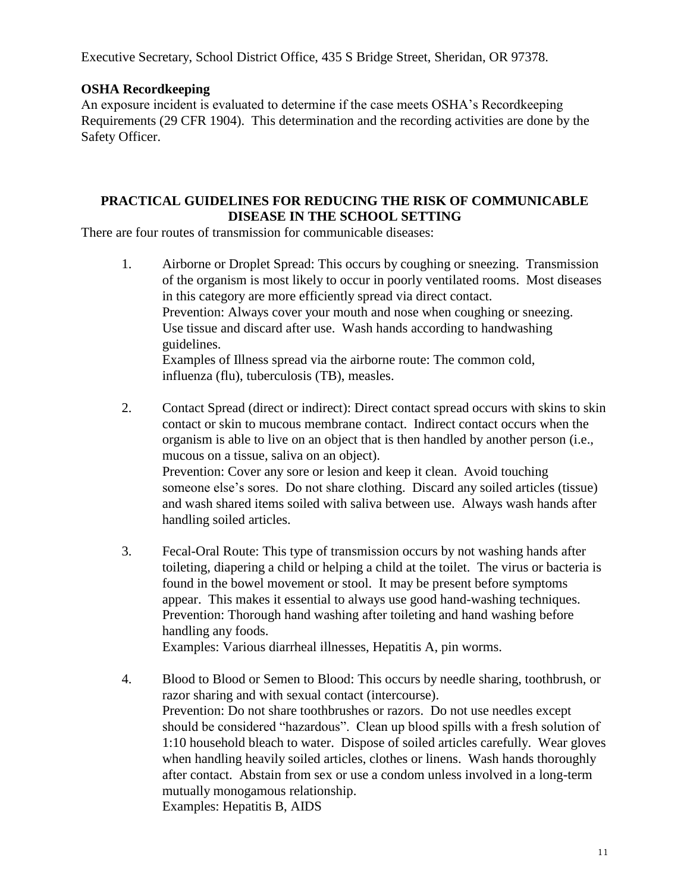Executive Secretary, School District Office, 435 S Bridge Street, Sheridan, OR 97378.

**OSHA Recordkeeping**

An exposure incident is evaluated to determine if the case meets OSHA's Recordkeeping Requirements (29 CFR 1904). This determination and the recording activities are done by the Safety Officer.

## PRACTICAL GUIDELINES FOR REDUCING THE RISK OF COMMUNICABLE DISEASE IN THE SCHOOL SETTING

There are four routes of transmission for communicable diseases:

1. Airborne or Droplet Spread: This occurs by coughing or sneezing. Transmission of the organism is most likely to occur in poorly ventilated rooms. Most diseases in this category are more efficiently spread via direct contact.
   Prevention: Always cover your mouth and nose when coughing or sneezing. Use tissue and discard after use. Wash hands according to handwashing guidelines.
   Examples of Illness spread via the airborne route: The common cold, influenza (flu), tuberculosis (TB), measles.

2. Contact Spread (direct or indirect): Direct contact spread occurs with skins to skin contact or skin to mucous membrane contact. Indirect contact occurs when the organism is able to live on an object that is then handled by another person (i.e., mucous on a tissue, saliva on an object).
   Prevention: Cover any sore or lesion and keep it clean. Avoid touching someone else's sores. Do not share clothing. Discard any soiled articles (tissue) and wash shared items soiled with saliva between use. Always wash hands after handling soiled articles.

3. Fecal-Oral Route: This type of transmission occurs by not washing hands after toileting, diapering a child or helping a child at the toilet. The virus or bacteria is found in the bowel movement or stool. It may be present before symptoms appear. This makes it essential to always use good hand-washing techniques.
   Prevention: Thorough hand washing after toileting and hand washing before handling any foods.
   Examples: Various diarrheal illnesses, Hepatitis A, pin worms.

4. Blood to Blood or Semen to Blood: This occurs by needle sharing, toothbrush, or razor sharing and with sexual contact (intercourse).
   Prevention: Do not share toothbrushes or razors. Do not use needles except should be considered "hazardous". Clean up blood spills with a fresh solution of 1:10 household bleach to water. Dispose of soiled articles carefully. Wear gloves when handling heavily soiled articles, clothes or linens. Wash hands thoroughly after contact. Abstain from sex or use a condom unless involved in a long-term mutually monogamous relationship.
   Examples: Hepatitis B, AIDS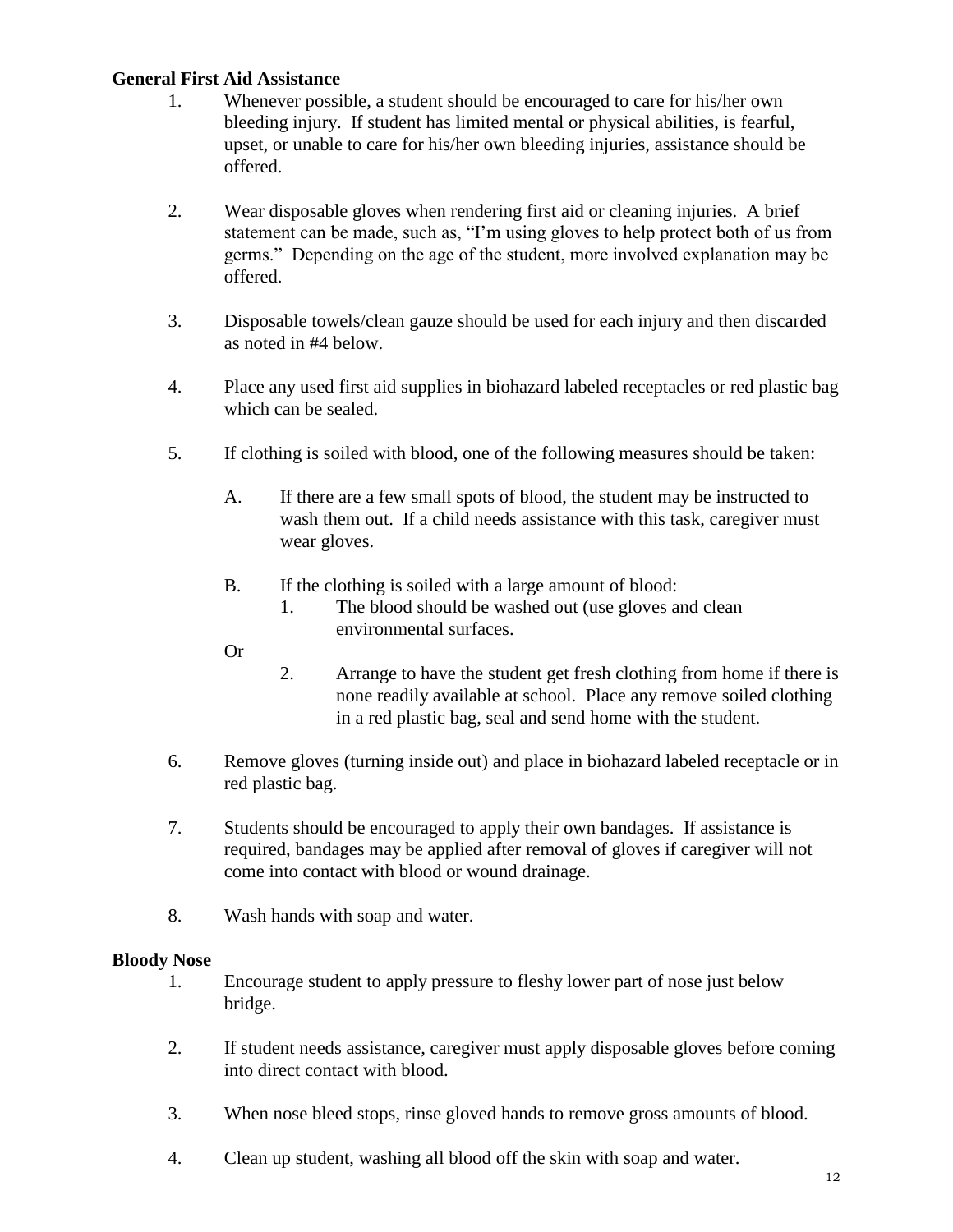**General First Aid Assistance**

1. Whenever possible, a student should be encouraged to care for his/her own bleeding injury. If student has limited mental or physical abilities, is fearful, upset, or unable to care for his/her own bleeding injuries, assistance should be offered.

2. Wear disposable gloves when rendering first aid or cleaning injuries. A brief statement can be made, such as, "I'm using gloves to help protect both of us from germs." Depending on the age of the student, more involved explanation may be offered.

3. Disposable towels/clean gauze should be used for each injury and then discarded as noted in #4 below.

4. Place any used first aid supplies in biohazard labeled receptacles or red plastic bag which can be sealed.

5. If clothing is soiled with blood, one of the following measures should be taken:

   A. If there are a few small spots of blood, the student may be instructed to wash them out. If a child needs assistance with this task, caregiver must wear gloves.

   B. If the clothing is soiled with a large amount of blood:
      1. The blood should be washed out (use gloves and clean environmental surfaces.

      Or

      2. Arrange to have the student get fresh clothing from home if there is none readily available at school. Place any remove soiled clothing in a red plastic bag, seal and send home with the student.

6. Remove gloves (turning inside out) and place in biohazard labeled receptacle or in red plastic bag.

7. Students should be encouraged to apply their own bandages. If assistance is required, bandages may be applied after removal of gloves if caregiver will not come into contact with blood or wound drainage.

8. Wash hands with soap and water.

**Bloody Nose**

1. Encourage student to apply pressure to fleshy lower part of nose just below bridge.

2. If student needs assistance, caregiver must apply disposable gloves before coming into direct contact with blood.

3. When nose bleed stops, rinse gloved hands to remove gross amounts of blood.

4. Clean up student, washing all blood off the skin with soap and water.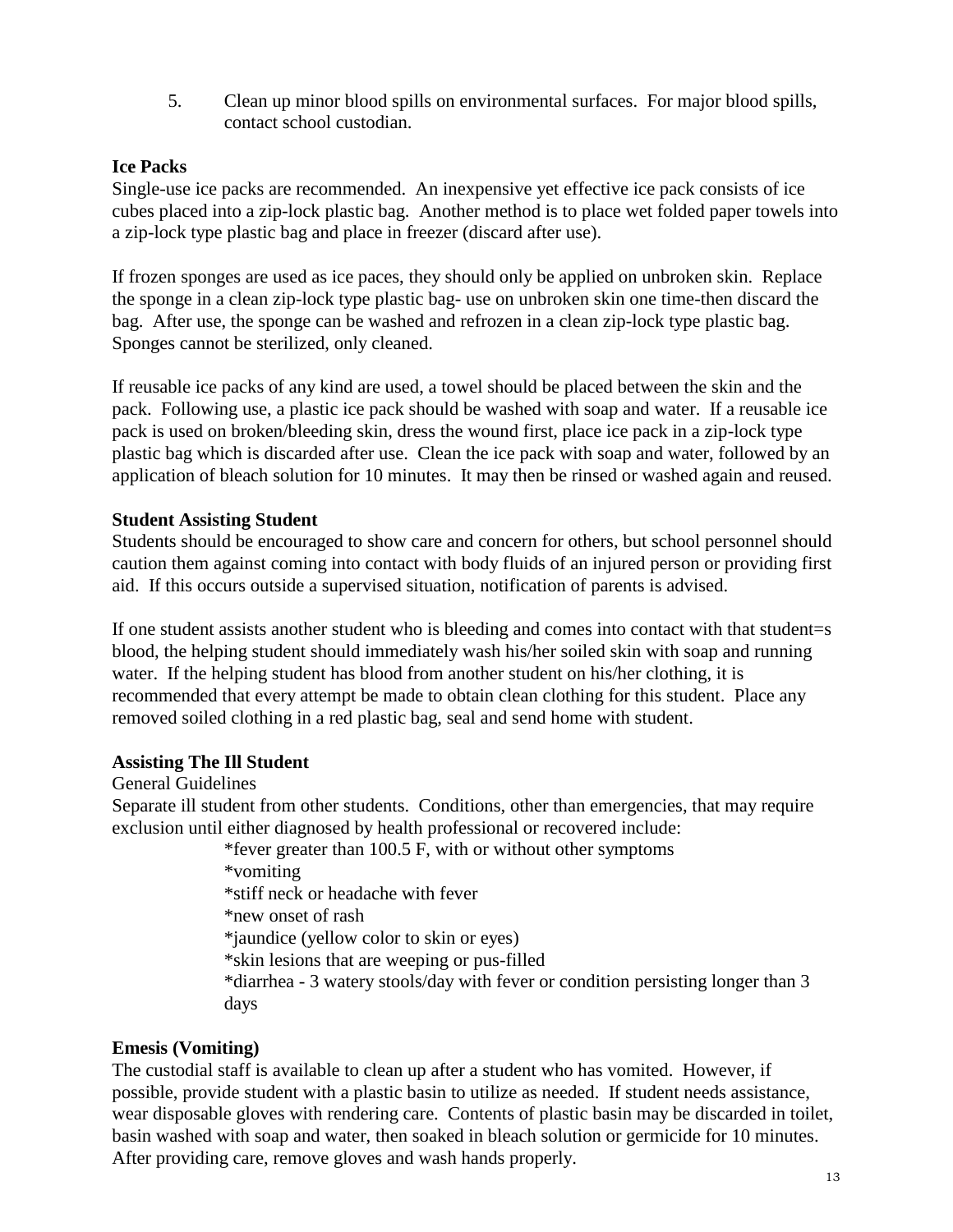5. Clean up minor blood spills on environmental surfaces. For major blood spills, contact school custodian.

**Ice Packs**

Single-use ice packs are recommended. An inexpensive yet effective ice pack consists of ice cubes placed into a zip-lock plastic bag. Another method is to place wet folded paper towels into a zip-lock type plastic bag and place in freezer (discard after use).

If frozen sponges are used as ice paces, they should only be applied on unbroken skin. Replace the sponge in a clean zip-lock type plastic bag- use on unbroken skin one time-then discard the bag. After use, the sponge can be washed and refrozen in a clean zip-lock type plastic bag. Sponges cannot be sterilized, only cleaned.

If reusable ice packs of any kind are used, a towel should be placed between the skin and the pack. Following use, a plastic ice pack should be washed with soap and water. If a reusable ice pack is used on broken/bleeding skin, dress the wound first, place ice pack in a zip-lock type plastic bag which is discarded after use. Clean the ice pack with soap and water, followed by an application of bleach solution for 10 minutes. It may then be rinsed or washed again and reused.

**Student Assisting Student**

Students should be encouraged to show care and concern for others, but school personnel should caution them against coming into contact with body fluids of an injured person or providing first aid. If this occurs outside a supervised situation, notification of parents is advised.

If one student assists another student who is bleeding and comes into contact with that student=s blood, the helping student should immediately wash his/her soiled skin with soap and running water. If the helping student has blood from another student on his/her clothing, it is recommended that every attempt be made to obtain clean clothing for this student. Place any removed soiled clothing in a red plastic bag, seal and send home with student.

**Assisting The Ill Student**

General Guidelines

Separate ill student from other students. Conditions, other than emergencies, that may require exclusion until either diagnosed by health professional or recovered include:

*fever greater than 100.5 F, with or without other symptoms
*vomiting
*stiff neck or headache with fever
*new onset of rash
*jaundice (yellow color to skin or eyes)
*skin lesions that are weeping or pus-filled
*diarrhea - 3 watery stools/day with fever or condition persisting longer than 3 days

**Emesis (Vomiting)**

The custodial staff is available to clean up after a student who has vomited. However, if possible, provide student with a plastic basin to utilize as needed. If student needs assistance, wear disposable gloves with rendering care. Contents of plastic basin may be discarded in toilet, basin washed with soap and water, then soaked in bleach solution or germicide for 10 minutes. After providing care, remove gloves and wash hands properly.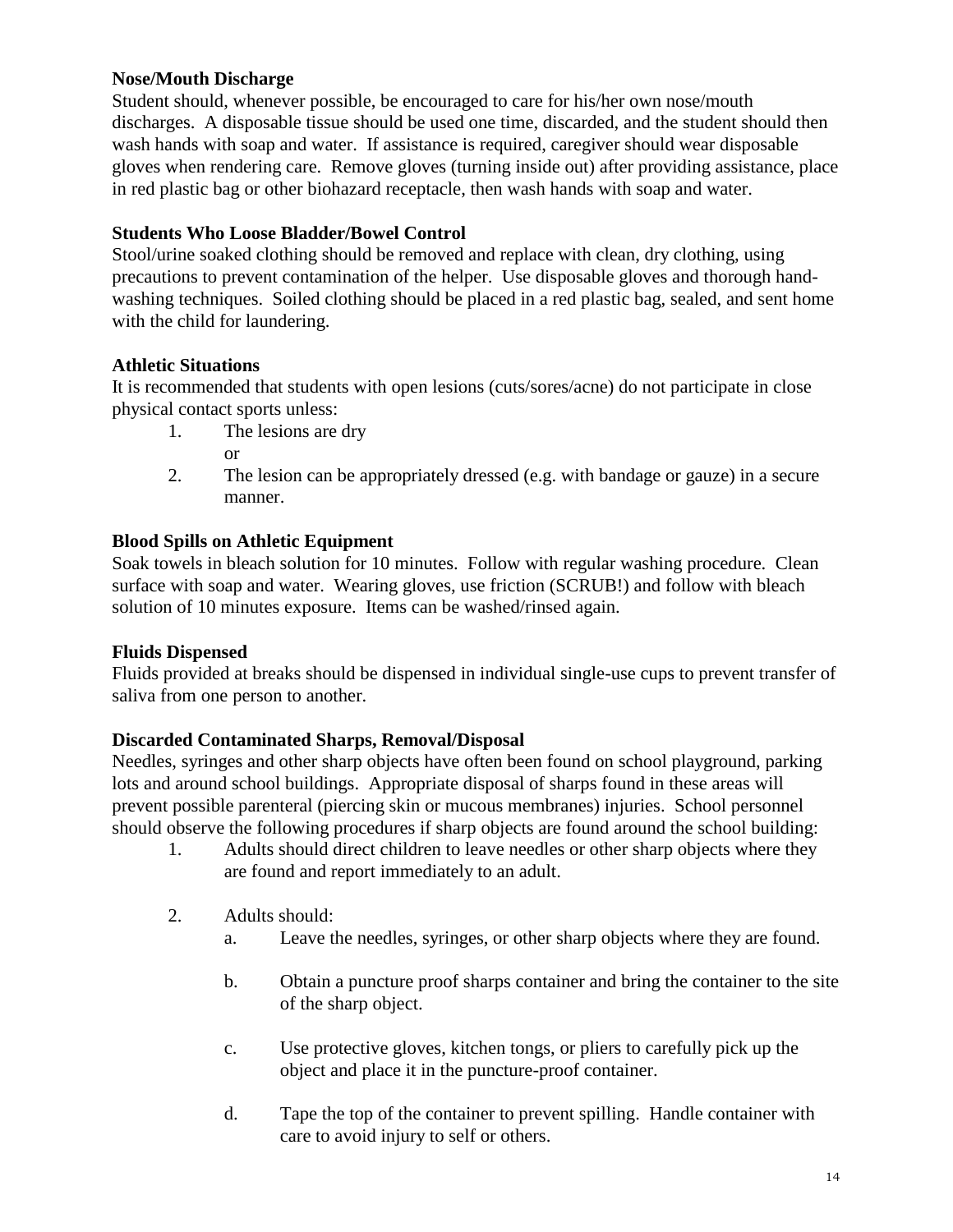**Nose/Mouth Discharge**
Student should, whenever possible, be encouraged to care for his/her own nose/mouth discharges. A disposable tissue should be used one time, discarded, and the student should then wash hands with soap and water. If assistance is required, caregiver should wear disposable gloves when rendering care. Remove gloves (turning inside out) after providing assistance, place in red plastic bag or other biohazard receptacle, then wash hands with soap and water.

**Students Who Loose Bladder/Bowel Control**
Stool/urine soaked clothing should be removed and replace with clean, dry clothing, using precautions to prevent contamination of the helper. Use disposable gloves and thorough hand-washing techniques. Soiled clothing should be placed in a red plastic bag, sealed, and sent home with the child for laundering.

**Athletic Situations**
It is recommended that students with open lesions (cuts/sores/acne) do not participate in close physical contact sports unless:

1. The lesions are dry
   or
2. The lesion can be appropriately dressed (e.g. with bandage or gauze) in a secure manner.

**Blood Spills on Athletic Equipment**
Soak towels in bleach solution for 10 minutes. Follow with regular washing procedure. Clean surface with soap and water. Wearing gloves, use friction (SCRUB!) and follow with bleach solution of 10 minutes exposure. Items can be washed/rinsed again.

**Fluids Dispensed**
Fluids provided at breaks should be dispensed in individual single-use cups to prevent transfer of saliva from one person to another.

**Discarded Contaminated Sharps, Removal/Disposal**
Needles, syringes and other sharp objects have often been found on school playground, parking lots and around school buildings. Appropriate disposal of sharps found in these areas will prevent possible parenteral (piercing skin or mucous membranes) injuries. School personnel should observe the following procedures if sharp objects are found around the school building:

1. Adults should direct children to leave needles or other sharp objects where they are found and report immediately to an adult.

2. Adults should:
   a. Leave the needles, syringes, or other sharp objects where they are found.

   b. Obtain a puncture proof sharps container and bring the container to the site of the sharp object.

   c. Use protective gloves, kitchen tongs, or pliers to carefully pick up the object and place it in the puncture-proof container.

   d. Tape the top of the container to prevent spilling. Handle container with care to avoid injury to self or others.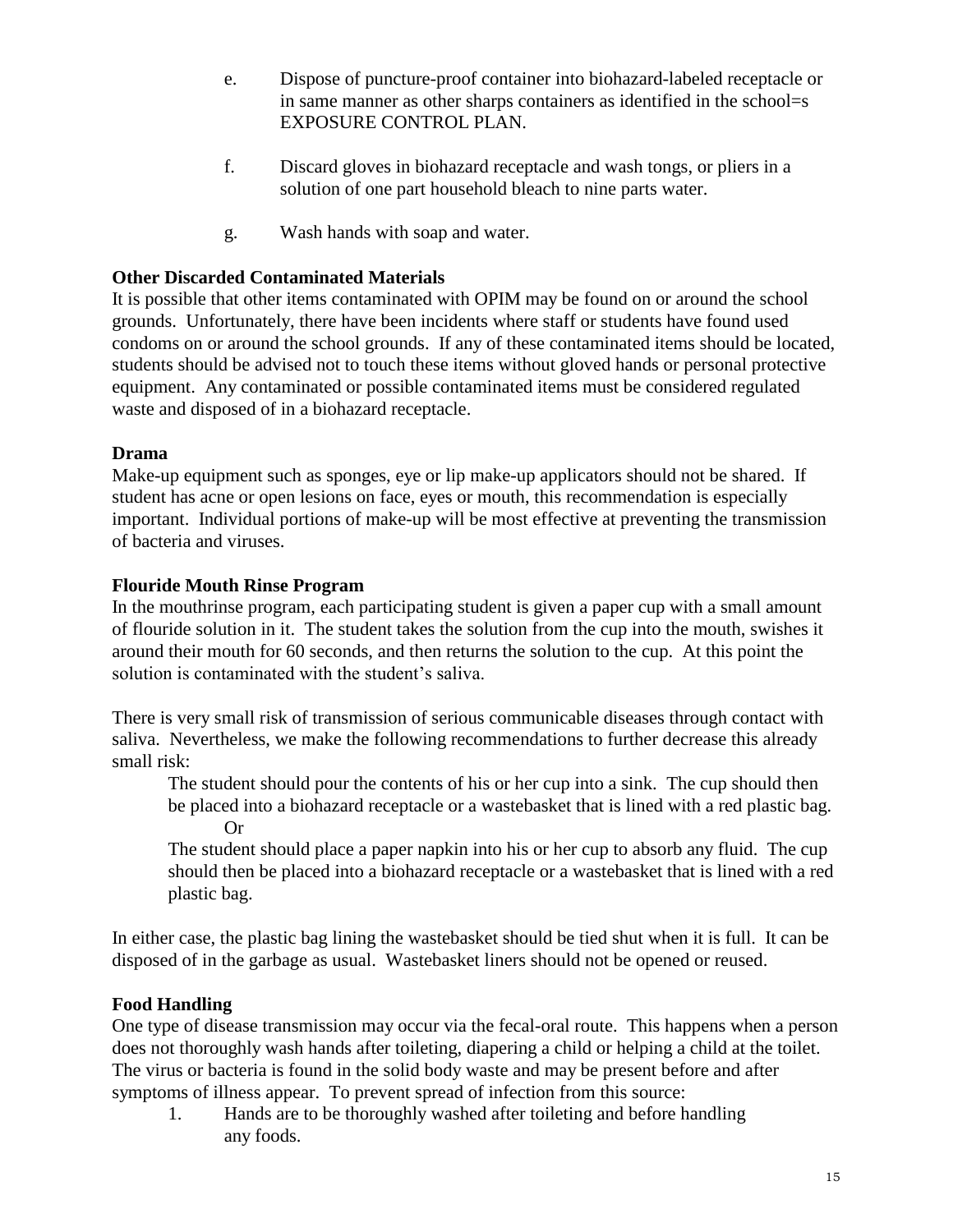e. Dispose of puncture-proof container into biohazard-labeled receptacle or in same manner as other sharps containers as identified in the school=s EXPOSURE CONTROL PLAN.

f. Discard gloves in biohazard receptacle and wash tongs, or pliers in a solution of one part household bleach to nine parts water.

g. Wash hands with soap and water.

**Other Discarded Contaminated Materials**

It is possible that other items contaminated with OPIM may be found on or around the school grounds. Unfortunately, there have been incidents where staff or students have found used condoms on or around the school grounds. If any of these contaminated items should be located, students should be advised not to touch these items without gloved hands or personal protective equipment. Any contaminated or possible contaminated items must be considered regulated waste and disposed of in a biohazard receptacle.

**Drama**

Make-up equipment such as sponges, eye or lip make-up applicators should not be shared. If student has acne or open lesions on face, eyes or mouth, this recommendation is especially important. Individual portions of make-up will be most effective at preventing the transmission of bacteria and viruses.

**Flouride Mouth Rinse Program**

In the mouthrinse program, each participating student is given a paper cup with a small amount of flouride solution in it. The student takes the solution from the cup into the mouth, swishes it around their mouth for 60 seconds, and then returns the solution to the cup. At this point the solution is contaminated with the student's saliva.

There is very small risk of transmission of serious communicable diseases through contact with saliva. Nevertheless, we make the following recommendations to further decrease this already small risk:

> The student should pour the contents of his or her cup into a sink. The cup should then be placed into a biohazard receptacle or a wastebasket that is lined with a red plastic bag.
>
> Or
>
> The student should place a paper napkin into his or her cup to absorb any fluid. The cup should then be placed into a biohazard receptacle or a wastebasket that is lined with a red plastic bag.

In either case, the plastic bag lining the wastebasket should be tied shut when it is full. It can be disposed of in the garbage as usual. Wastebasket liners should not be opened or reused.

**Food Handling**

One type of disease transmission may occur via the fecal-oral route. This happens when a person does not thoroughly wash hands after toileting, diapering a child or helping a child at the toilet. The virus or bacteria is found in the solid body waste and may be present before and after symptoms of illness appear. To prevent spread of infection from this source:

1. Hands are to be thoroughly washed after toileting and before handling any foods.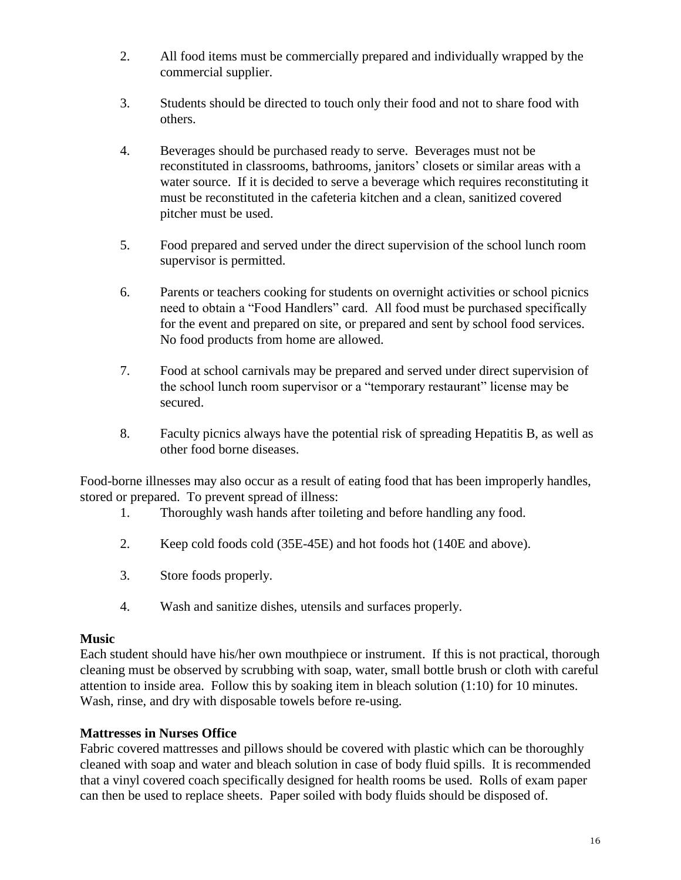2. All food items must be commercially prepared and individually wrapped by the commercial supplier.

3. Students should be directed to touch only their food and not to share food with others.

4. Beverages should be purchased ready to serve. Beverages must not be reconstituted in classrooms, bathrooms, janitors' closets or similar areas with a water source. If it is decided to serve a beverage which requires reconstituting it must be reconstituted in the cafeteria kitchen and a clean, sanitized covered pitcher must be used.

5. Food prepared and served under the direct supervision of the school lunch room supervisor is permitted.

6. Parents or teachers cooking for students on overnight activities or school picnics need to obtain a "Food Handlers" card. All food must be purchased specifically for the event and prepared on site, or prepared and sent by school food services. No food products from home are allowed.

7. Food at school carnivals may be prepared and served under direct supervision of the school lunch room supervisor or a "temporary restaurant" license may be secured.

8. Faculty picnics always have the potential risk of spreading Hepatitis B, as well as other food borne diseases.

Food-borne illnesses may also occur as a result of eating food that has been improperly handles, stored or prepared. To prevent spread of illness:

1. Thoroughly wash hands after toileting and before handling any food.

2. Keep cold foods cold (35E-45E) and hot foods hot (140E and above).

3. Store foods properly.

4. Wash and sanitize dishes, utensils and surfaces properly.

**Music**

Each student should have his/her own mouthpiece or instrument. If this is not practical, thorough cleaning must be observed by scrubbing with soap, water, small bottle brush or cloth with careful attention to inside area. Follow this by soaking item in bleach solution (1:10) for 10 minutes. Wash, rinse, and dry with disposable towels before re-using.

**Mattresses in Nurses Office**

Fabric covered mattresses and pillows should be covered with plastic which can be thoroughly cleaned with soap and water and bleach solution in case of body fluid spills. It is recommended that a vinyl covered coach specifically designed for health rooms be used. Rolls of exam paper can then be used to replace sheets. Paper soiled with body fluids should be disposed of.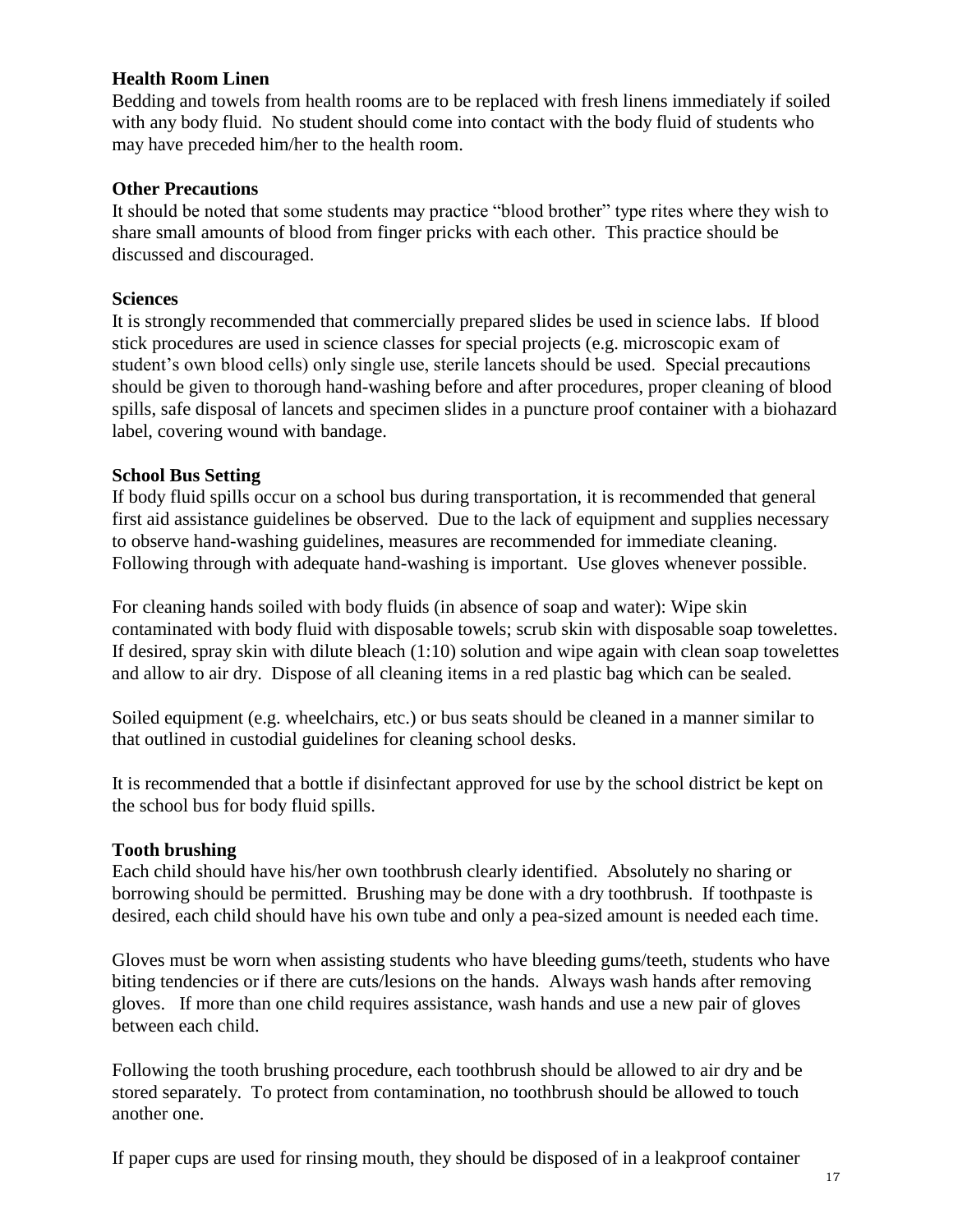**Health Room Linen**

Bedding and towels from health rooms are to be replaced with fresh linens immediately if soiled with any body fluid. No student should come into contact with the body fluid of students who may have preceded him/her to the health room.

**Other Precautions**

It should be noted that some students may practice "blood brother" type rites where they wish to share small amounts of blood from finger pricks with each other. This practice should be discussed and discouraged.

**Sciences**

It is strongly recommended that commercially prepared slides be used in science labs. If blood stick procedures are used in science classes for special projects (e.g. microscopic exam of student's own blood cells) only single use, sterile lancets should be used. Special precautions should be given to thorough hand-washing before and after procedures, proper cleaning of blood spills, safe disposal of lancets and specimen slides in a puncture proof container with a biohazard label, covering wound with bandage.

**School Bus Setting**

If body fluid spills occur on a school bus during transportation, it is recommended that general first aid assistance guidelines be observed. Due to the lack of equipment and supplies necessary to observe hand-washing guidelines, measures are recommended for immediate cleaning. Following through with adequate hand-washing is important. Use gloves whenever possible.

For cleaning hands soiled with body fluids (in absence of soap and water): Wipe skin contaminated with body fluid with disposable towels; scrub skin with disposable soap towelettes. If desired, spray skin with dilute bleach (1:10) solution and wipe again with clean soap towelettes and allow to air dry. Dispose of all cleaning items in a red plastic bag which can be sealed.

Soiled equipment (e.g. wheelchairs, etc.) or bus seats should be cleaned in a manner similar to that outlined in custodial guidelines for cleaning school desks.

It is recommended that a bottle if disinfectant approved for use by the school district be kept on the school bus for body fluid spills.

**Tooth brushing**

Each child should have his/her own toothbrush clearly identified. Absolutely no sharing or borrowing should be permitted. Brushing may be done with a dry toothbrush. If toothpaste is desired, each child should have his own tube and only a pea-sized amount is needed each time.

Gloves must be worn when assisting students who have bleeding gums/teeth, students who have biting tendencies or if there are cuts/lesions on the hands. Always wash hands after removing gloves. If more than one child requires assistance, wash hands and use a new pair of gloves between each child.

Following the tooth brushing procedure, each toothbrush should be allowed to air dry and be stored separately. To protect from contamination, no toothbrush should be allowed to touch another one.

If paper cups are used for rinsing mouth, they should be disposed of in a leakproof container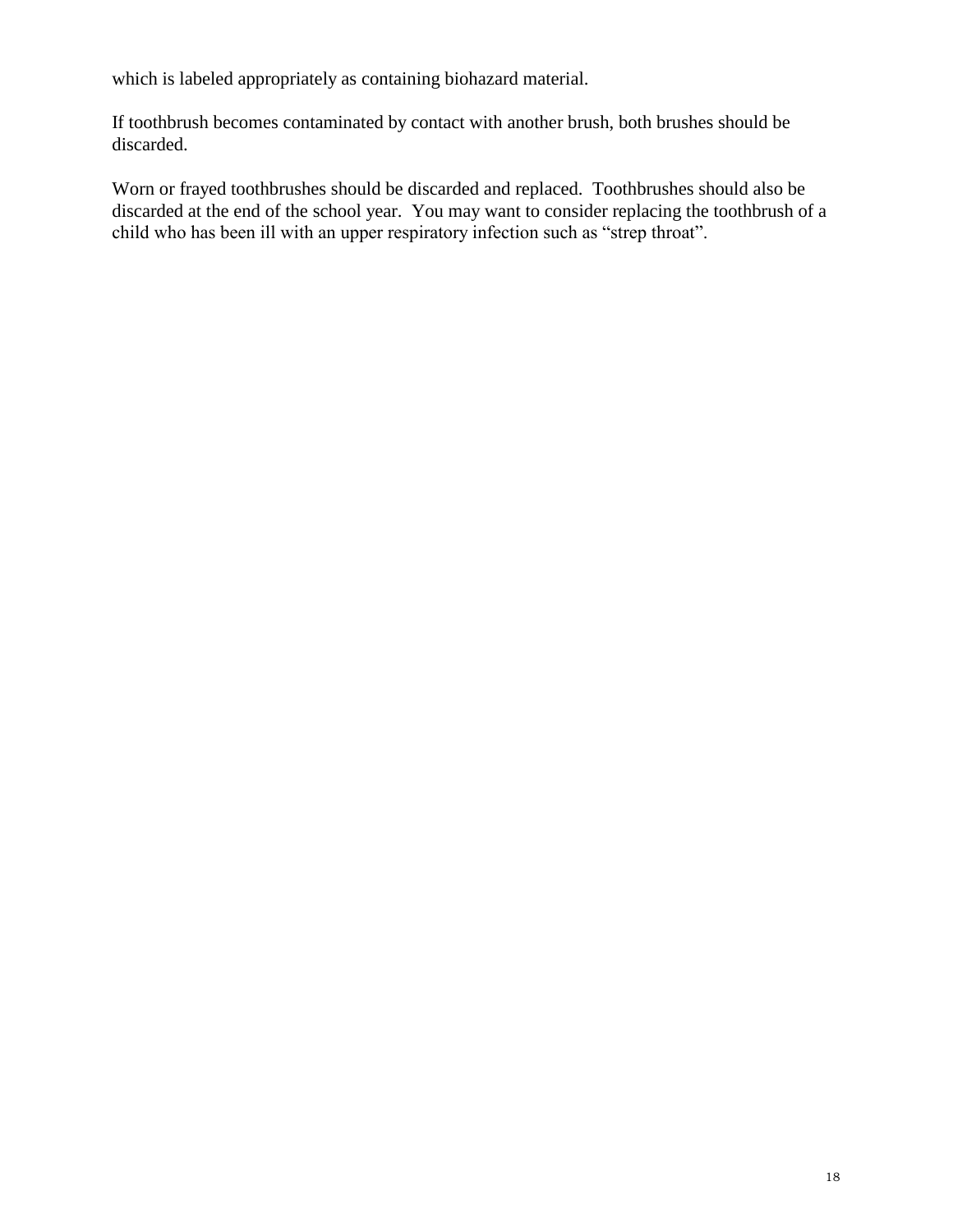which is labeled appropriately as containing biohazard material.

If toothbrush becomes contaminated by contact with another brush, both brushes should be discarded.

Worn or frayed toothbrushes should be discarded and replaced. Toothbrushes should also be discarded at the end of the school year. You may want to consider replacing the toothbrush of a child who has been ill with an upper respiratory infection such as "strep throat".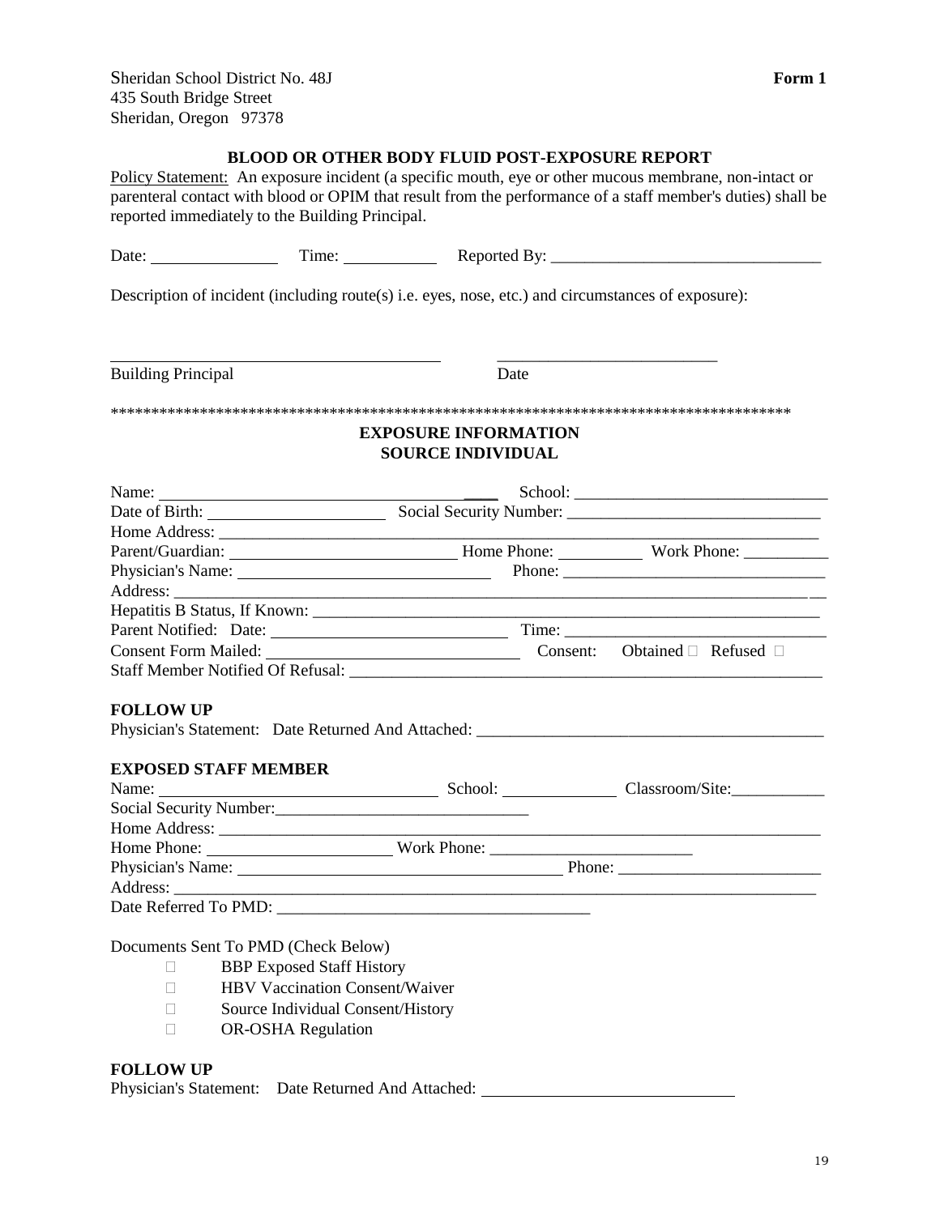Sheridan School District No. 48J
435 South Bridge Street
Sheridan, Oregon 97378

**Form 1**

## BLOOD OR OTHER BODY FLUID POST-EXPOSURE REPORT

Policy Statement: An exposure incident (a specific mouth, eye or other mucous membrane, non-intact or parenteral contact with blood or OPIM that result from the performance of a staff member's duties) shall be reported immediately to the Building Principal.

Date: _______________ Time: ___________ Reported By: ________________________________

Description of incident (including route(s) i.e. eyes, nose, etc.) and circumstances of exposure):

________________________________________ __________________________

Building Principal Date

*************************************************************************************

## EXPOSURE INFORMATION
## SOURCE INDIVIDUAL

Name: ________________________________________ School: _______________________________

Date of Birth: _____________________ Social Security Number: ______________________________

Home Address: __________________________________________________________________________

Parent/Guardian: ___________________________ Home Phone: __________ Work Phone: __________

Physician's Name: ______________________________ Phone: _______________________________

Address: ______________________________________________________________________________

Hepatitis B Status, If Known: ____________________________________________________________

Parent Notified: Date: ____________________________ Time: _____________________________

Consent Form Mailed: ____________________________ Consent: Obtained ☐ Refused ☐

Staff Member Notified Of Refusal: _________________________________________________________

### FOLLOW UP

Physician's Statement: Date Returned And Attached: __________________________________________

### EXPOSED STAFF MEMBER

Name: __________________________________ School: ______________ Classroom/Site: ___________

Social Security Number: ______________________________

Home Address: __________________________________________________________________________

Home Phone: ______________________ Work Phone: ________________________

Physician's Name: ________________________________________ Phone: ________________________

Address: ______________________________________________________________________________

Date Referred To PMD: _____________________________________

Documents Sent To PMD (Check Below)

- ☐ BBP Exposed Staff History
- ☐ HBV Vaccination Consent/Waiver
- ☐ Source Individual Consent/History
- ☐ OR-OSHA Regulation

### FOLLOW UP

Physician's Statement: Date Returned And Attached: ______________________________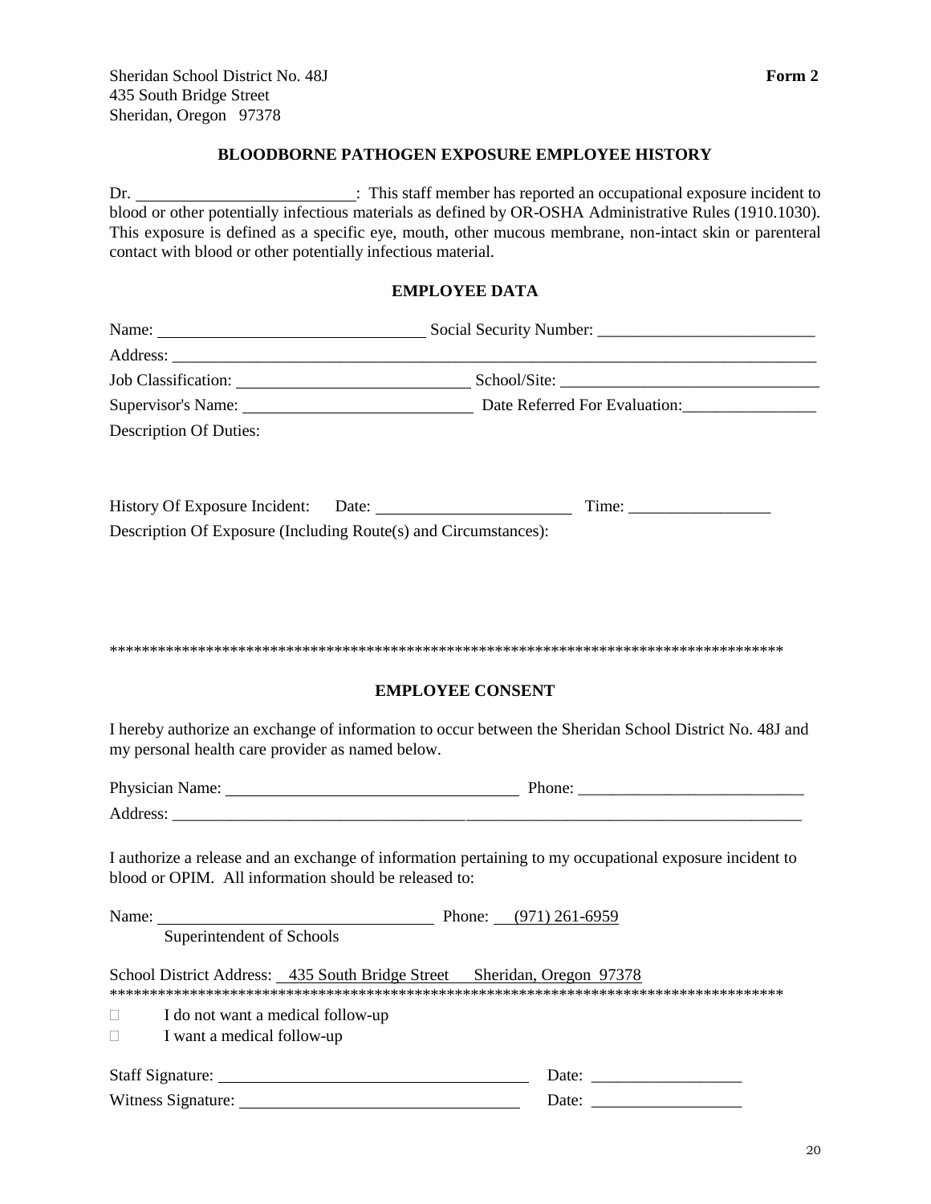Sheridan School District No. 48J
435 South Bridge Street
Sheridan, Oregon 97378

**Form 2**

## BLOODBORNE PATHOGEN EXPOSURE EMPLOYEE HISTORY

Dr. ___________________________: This staff member has reported an occupational exposure incident to blood or other potentially infectious materials as defined by OR-OSHA Administrative Rules (1910.1030). This exposure is defined as a specific eye, mouth, other mucous membrane, non-intact skin or parenteral contact with blood or other potentially infectious material.

### EMPLOYEE DATA

Name: _________________________________ Social Security Number: __________________________

Address: ________________________________________________________________________________

Job Classification: ____________________________ School/Site: _______________________________

Supervisor's Name: ____________________________ Date Referred For Evaluation:________________

Description Of Duties:

History Of Exposure Incident: Date: ________________________ Time: _________________

Description Of Exposure (Including Route(s) and Circumstances):

*************************************************************************************

### EMPLOYEE CONSENT

I hereby authorize an exchange of information to occur between the Sheridan School District No. 48J and my personal health care provider as named below.

Physician Name: ___________________________________ Phone: ___________________________

Address: ________________________________________________________________________________

I authorize a release and an exchange of information pertaining to my occupational exposure incident to blood or OPIM. All information should be released to:

Name: _________________________________ Phone: (971) 261-6959
Superintendent of Schools

School District Address: 435 South Bridge Street Sheridan, Oregon 97378

*************************************************************************************

- ☐ I do not want a medical follow-up
- ☐ I want a medical follow-up

Staff Signature: _____________________________________ Date: __________________

Witness Signature: __________________________________ Date: __________________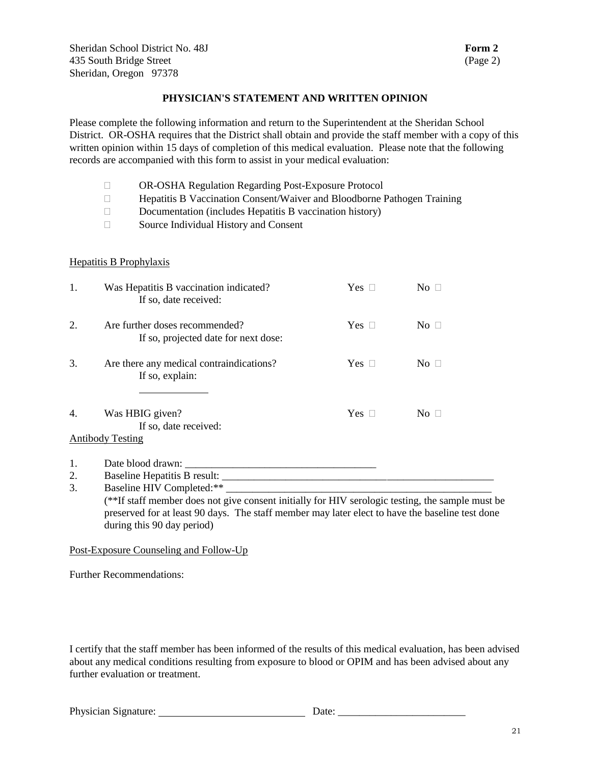Sheridan School District No. 48J
435 South Bridge Street
Sheridan, Oregon 97378

**Form 2**
(Page 2)

**PHYSICIAN'S STATEMENT AND WRITTEN OPINION**

Please complete the following information and return to the Superintendent at the Sheridan School District. OR-OSHA requires that the District shall obtain and provide the staff member with a copy of this written opinion within 15 days of completion of this medical evaluation. Please note that the following records are accompanied with this form to assist in your medical evaluation:

- ☐ OR-OSHA Regulation Regarding Post-Exposure Protocol
- ☐ Hepatitis B Vaccination Consent/Waiver and Bloodborne Pathogen Training
- ☐ Documentation (includes Hepatitis B vaccination history)
- ☐ Source Individual History and Consent

Hepatitis B Prophylaxis

1. Was Hepatitis B vaccination indicated? Yes ☐ No ☐
   If so, date received:

2. Are further doses recommended? Yes ☐ No ☐
   If so, projected date for next dose:

3. Are there any medical contraindications? Yes ☐ No ☐
   If so, explain:
   _____________

4. Was HBIG given? Yes ☐ No ☐
   If so, date received:

Antibody Testing

1. Date blood drawn: ____________________________________
2. Baseline Hepatitis B result: ______________________________________________________
3. Baseline HIV Completed:** ____________________________________________________
   (**If staff member does not give consent initially for HIV serologic testing, the sample must be preserved for at least 90 days. The staff member may later elect to have the baseline test done during this 90 day period)

Post-Exposure Counseling and Follow-Up

Further Recommendations:

I certify that the staff member has been informed of the results of this medical evaluation, has been advised about any medical conditions resulting from exposure to blood or OPIM and has been advised about any further evaluation or treatment.

Physician Signature: ____________________________ Date: ________________________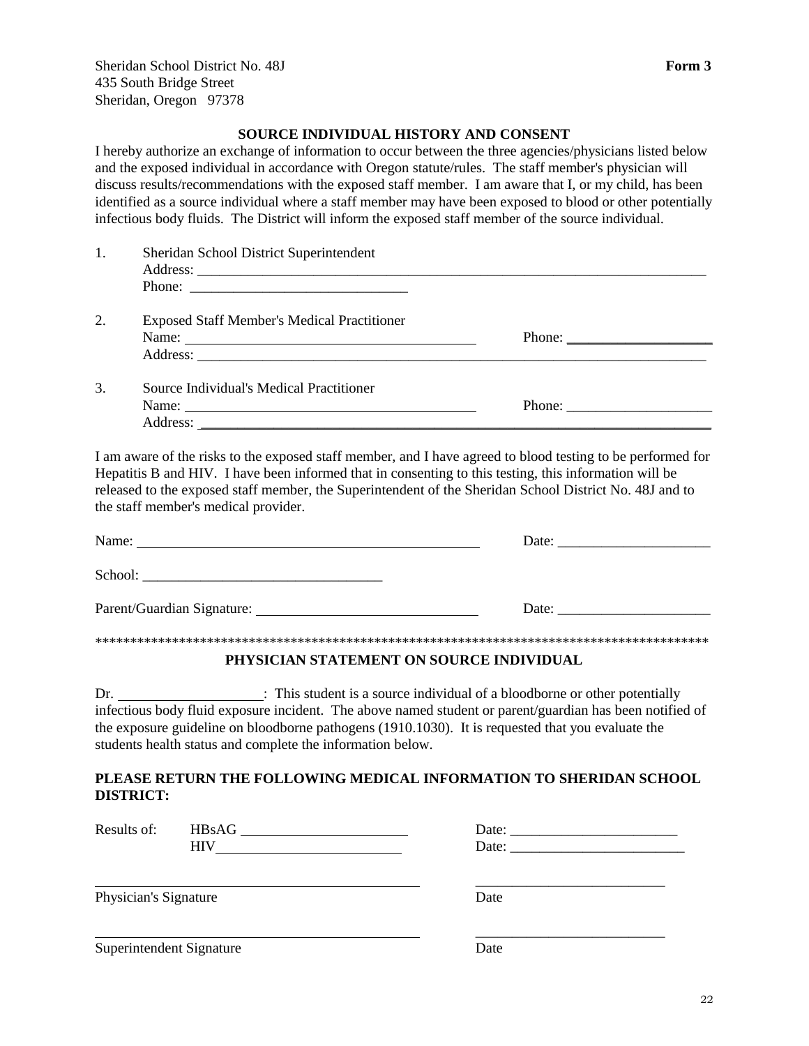Sheridan School District No. 48J  
435 South Bridge Street  
Sheridan, Oregon 97378

**Form 3**

## SOURCE INDIVIDUAL HISTORY AND CONSENT

I hereby authorize an exchange of information to occur between the three agencies/physicians listed below and the exposed individual in accordance with Oregon statute/rules. The staff member's physician will discuss results/recommendations with the exposed staff member. I am aware that I, or my child, has been identified as a source individual where a staff member may have been exposed to blood or other potentially infectious body fluids. The District will inform the exposed staff member of the source individual.

1. Sheridan School District Superintendent  
   Address: ______________________________________________  
   Phone: ______________________________

2. Exposed Staff Member's Medical Practitioner  
   Name: ______________________________ Phone: ____________________  
   Address: ______________________________________________

3. Source Individual's Medical Practitioner  
   Name: ______________________________ Phone: ____________________  
   Address: ______________________________________________

I am aware of the risks to the exposed staff member, and I have agreed to blood testing to be performed for Hepatitis B and HIV. I have been informed that in consenting to this testing, this information will be released to the exposed staff member, the Superintendent of the Sheridan School District No. 48J and to the staff member's medical provider.

Name: ______________________________ Date: ____________________

School: ______________________________

Parent/Guardian Signature: ______________________________ Date: ____________________

*****************************************************************************************

## PHYSICIAN STATEMENT ON SOURCE INDIVIDUAL

Dr. ____________________: This student is a source individual of a bloodborne or other potentially infectious body fluid exposure incident. The above named student or parent/guardian has been notified of the exposure guideline on bloodborne pathogens (1910.1030). It is requested that you evaluate the students health status and complete the information below.

**PLEASE RETURN THE FOLLOWING MEDICAL INFORMATION TO SHERIDAN SCHOOL DISTRICT:**

Results of: HBsAG ______________________ Date: ______________________  
HIV ______________________ Date: ______________________

______________________________ ______________________  
Physician's Signature Date

______________________________ ______________________  
Superintendent Signature Date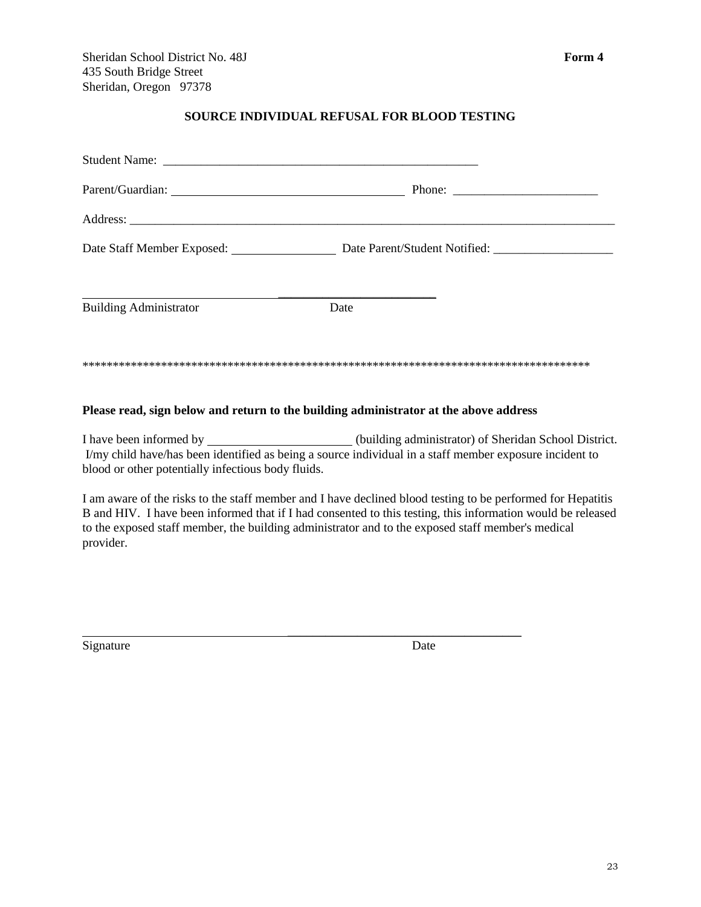Sheridan School District No. 48J **Form 4**
435 South Bridge Street
Sheridan, Oregon 97378

## SOURCE INDIVIDUAL REFUSAL FOR BLOOD TESTING

Student Name: ____________________________________________________

Parent/Guardian: ______________________________________ Phone: _______________________

Address: ________________________________________________________________________________

Date Staff Member Exposed: _________________ Date Parent/Student Notified: ___________________

_________________________________ _________________________
Building Administrator Date

************************************************************************************

**Please read, sign below and return to the building administrator at the above address**

I have been informed by _______________________ (building administrator) of Sheridan School District. I/my child have/has been identified as being a source individual in a staff member exposure incident to blood or other potentially infectious body fluids.

I am aware of the risks to the staff member and I have declined blood testing to be performed for Hepatitis B and HIV. I have been informed that if I had consented to this testing, this information would be released to the exposed staff member, the building administrator and to the exposed staff member's medical provider.

___________________________________ ______________________________________
Signature Date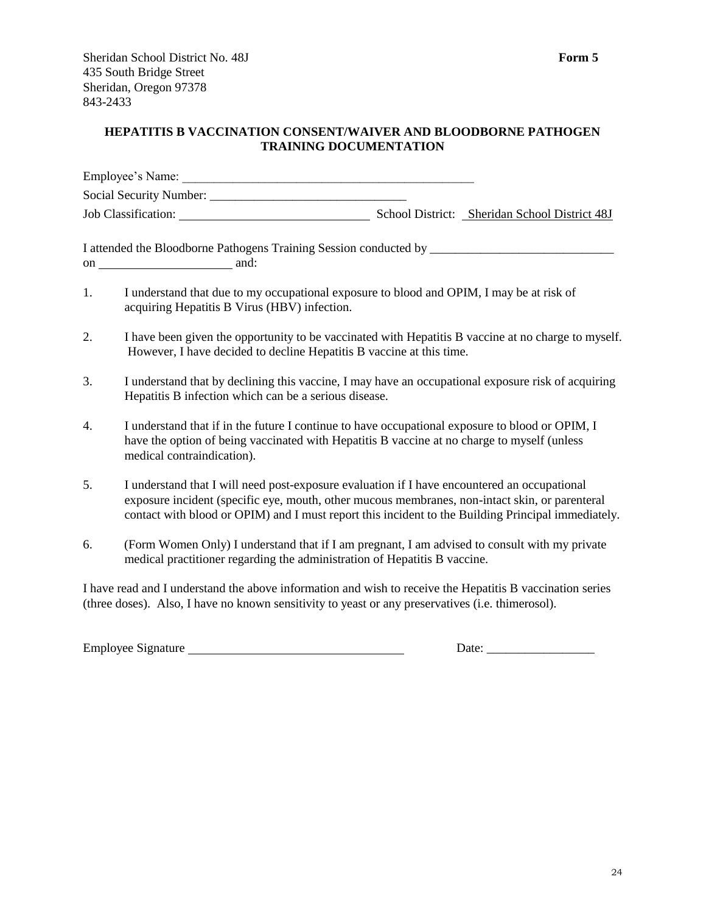Sheridan School District No. 48J **Form 5**
435 South Bridge Street
Sheridan, Oregon 97378
843-2433

**HEPATITIS B VACCINATION CONSENT/WAIVER AND BLOODBORNE PATHOGEN TRAINING DOCUMENTATION**

Employee's Name: _______________________________________________

Social Security Number: _______________________________

Job Classification: ______________________________ School District: Sheridan School District 48J

I attended the Bloodborne Pathogens Training Session conducted by _____________________________ on _____________________ and:

1. I understand that due to my occupational exposure to blood and OPIM, I may be at risk of acquiring Hepatitis B Virus (HBV) infection.
2. I have been given the opportunity to be vaccinated with Hepatitis B vaccine at no charge to myself. However, I have decided to decline Hepatitis B vaccine at this time.
3. I understand that by declining this vaccine, I may have an occupational exposure risk of acquiring Hepatitis B infection which can be a serious disease.
4. I understand that if in the future I continue to have occupational exposure to blood or OPIM, I have the option of being vaccinated with Hepatitis B vaccine at no charge to myself (unless medical contraindication).
5. I understand that I will need post-exposure evaluation if I have encountered an occupational exposure incident (specific eye, mouth, other mucous membranes, non-intact skin, or parenteral contact with blood or OPIM) and I must report this incident to the Building Principal immediately.
6. (Form Women Only) I understand that if I am pregnant, I am advised to consult with my private medical practitioner regarding the administration of Hepatitis B vaccine.

I have read and I understand the above information and wish to receive the Hepatitis B vaccination series (three doses). Also, I have no known sensitivity to yeast or any preservatives (i.e. thimerosol).

Employee Signature __________________________________ Date: _________________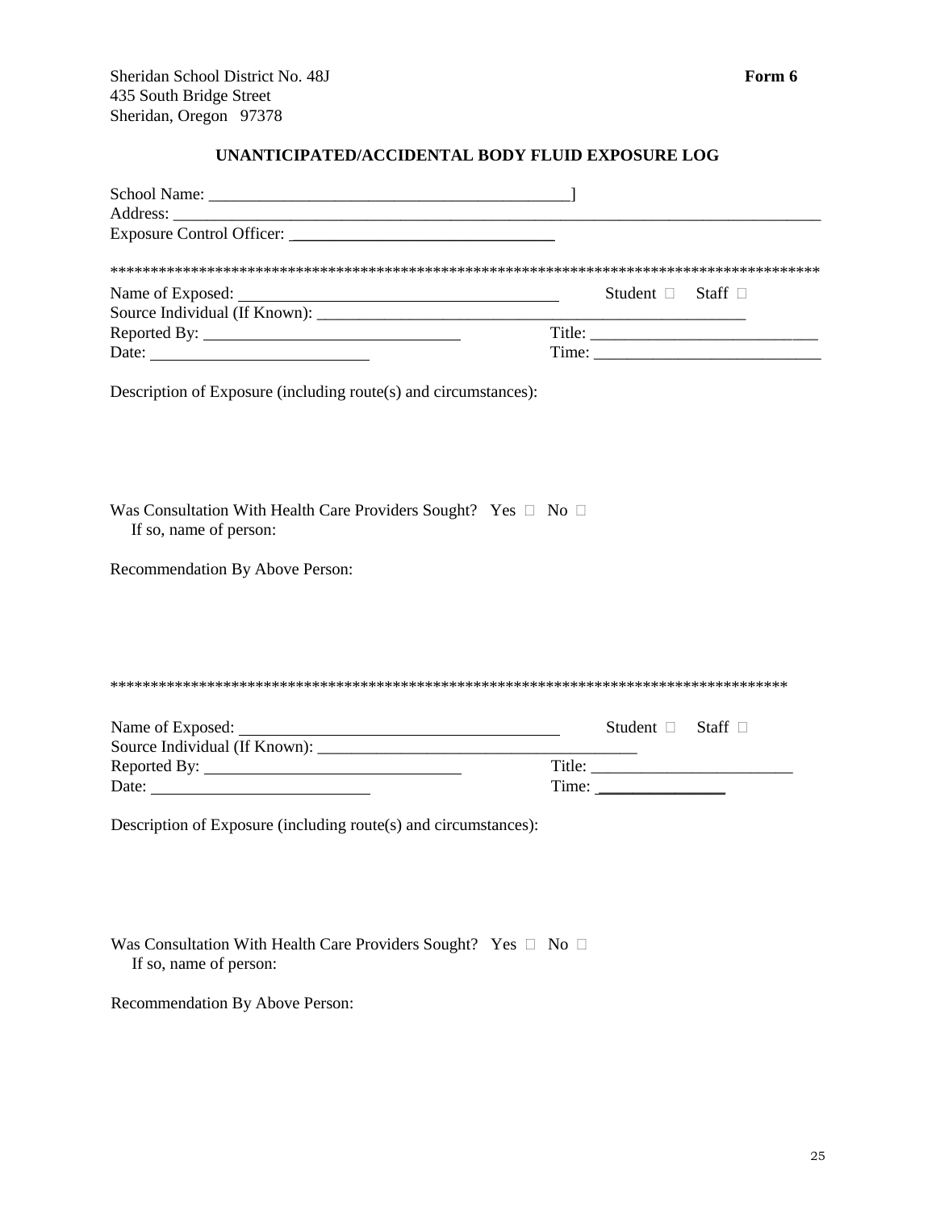Sheridan School District No. 48J
435 South Bridge Street
Sheridan, Oregon 97378

**Form 6**

**UNANTICIPATED/ACCIDENTAL BODY FLUID EXPOSURE LOG**

School Name: ___________________________________________]
Address: ________________________________________________________________________________
Exposure Control Officer: ________________________________

*****************************************************************************************

Name of Exposed: ______________________________________ Student ☐ Staff ☐
Source Individual (If Known): ______________________________________________________
Reported By: ________________________________ Title: ____________________________
Date: ___________________________ Time: ____________________________

Description of Exposure (including route(s) and circumstances):

Was Consultation With Health Care Providers Sought? Yes ☐ No ☐
If so, name of person:

Recommendation By Above Person:

************************************************************************************

Name of Exposed: ______________________________________ Student ☐ Staff ☐
Source Individual (If Known): ______________________________________
Reported By: ________________________________ Title: ________________________
Date: ___________________________ Time: _______________

Description of Exposure (including route(s) and circumstances):

Was Consultation With Health Care Providers Sought? Yes ☐ No ☐
If so, name of person:

Recommendation By Above Person: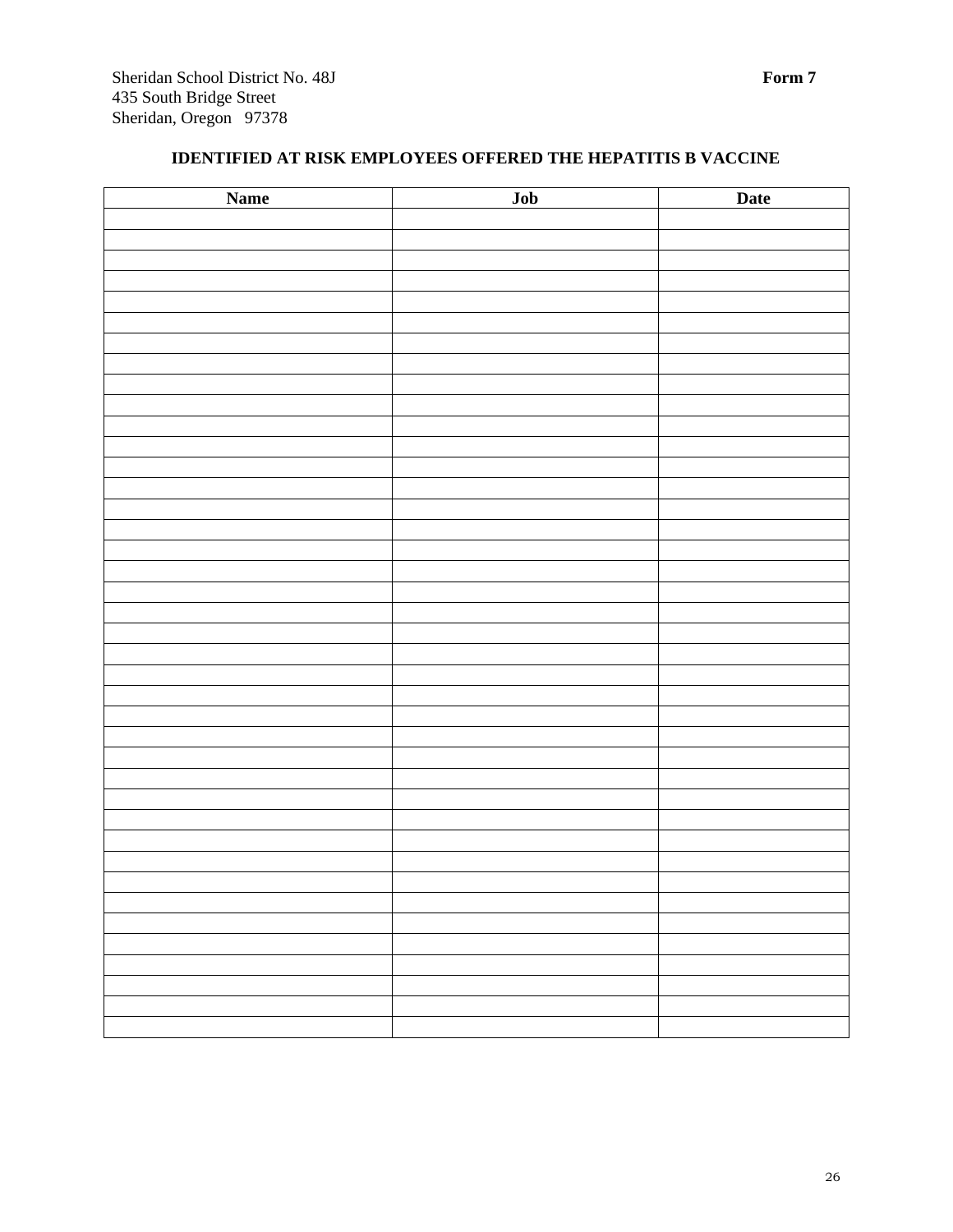Sheridan School District No. 48J
435 South Bridge Street
Sheridan, Oregon 97378

**Form 7**

## IDENTIFIED AT RISK EMPLOYEES OFFERED THE HEPATITIS B VACCINE

| Name | Job | Date |
|---|---|---|
| | | |
| | | |
| | | |
| | | |
| | | |
| | | |
| | | |
| | | |
| | | |
| | | |
| | | |
| | | |
| | | |
| | | |
| | | |
| | | |
| | | |
| | | |
| | | |
| | | |
| | | |
| | | |
| | | |
| | | |
| | | |
| | | |
| | | |
| | | |
| | | |
| | | |
| | | |
| | | |
| | | |
| | | |
| | | |
| | | |
| | | |
| | | |
| | | |
| | | |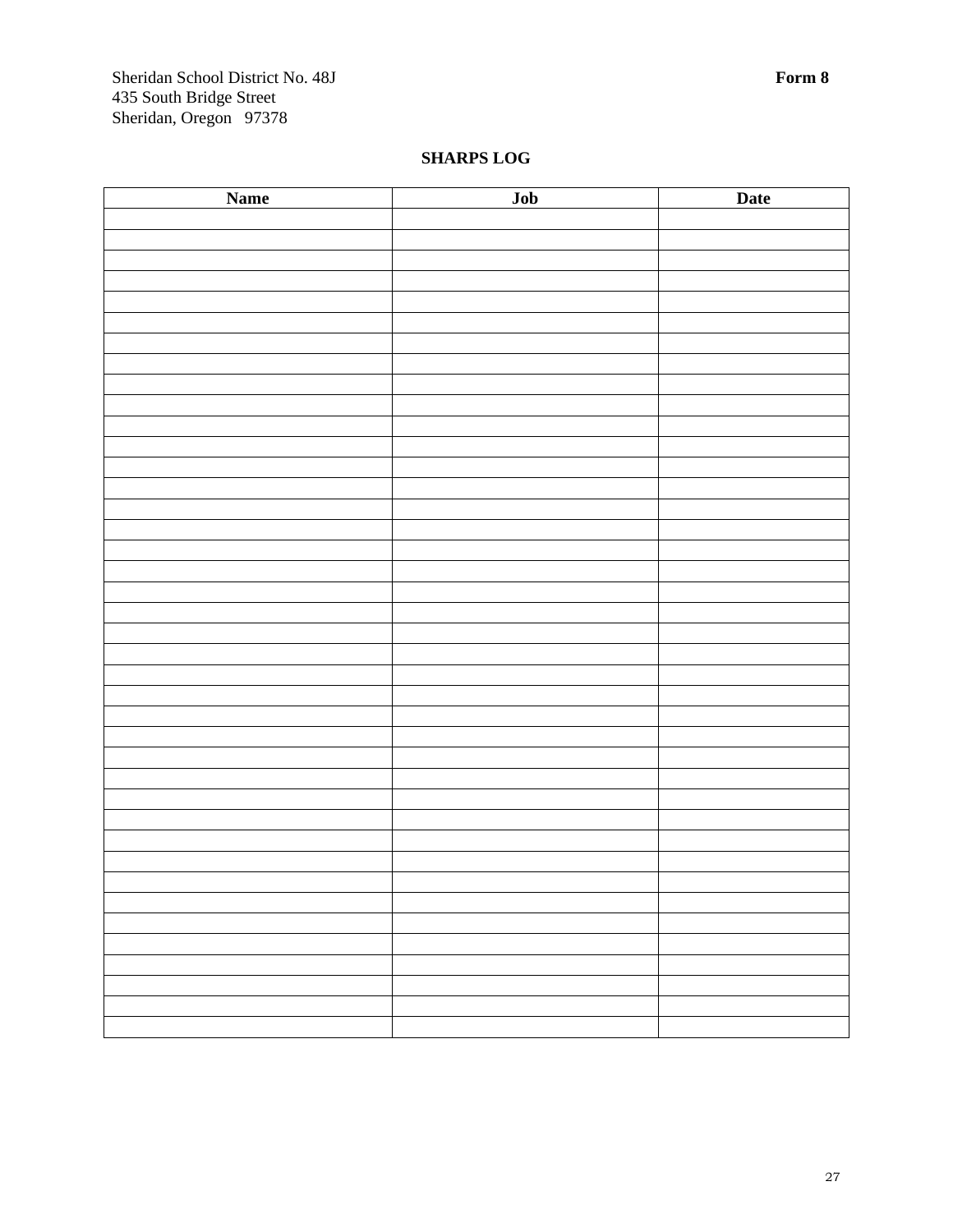Sheridan School District No. 48J
435 South Bridge Street
Sheridan, Oregon 97378

**Form 8**

**SHARPS LOG**

| Name | Job | Date |
| --- | --- | --- |
| | | |
| | | |
| | | |
| | | |
| | | |
| | | |
| | | |
| | | |
| | | |
| | | |
| | | |
| | | |
| | | |
| | | |
| | | |
| | | |
| | | |
| | | |
| | | |
| | | |
| | | |
| | | |
| | | |
| | | |
| | | |
| | | |
| | | |
| | | |
| | | |
| | | |
| | | |
| | | |
| | | |
| | | |
| | | |
| | | |
| | | |
| | | |
| | | |
| | | |